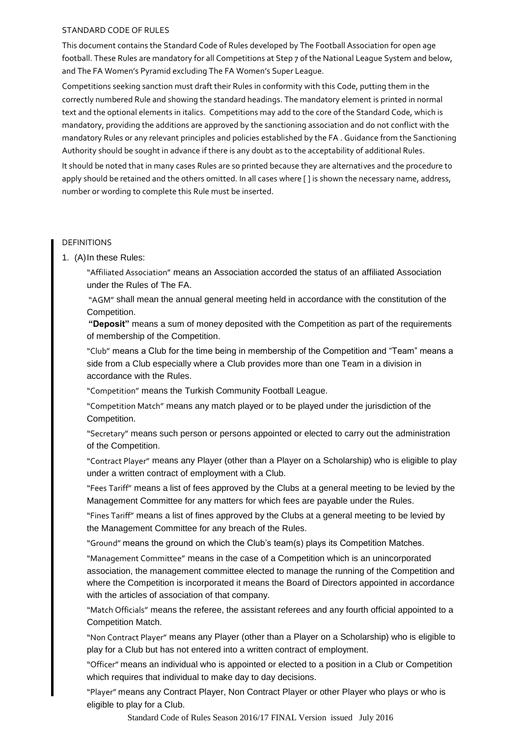STANDARD CODE OF RULES

This document contains the Standard Code of Rules developed by The Football Association for open age football. These Rules are mandatory for all Competitions at Step 7 of the National League System and below, and The FA Women's Pyramid excluding The FA Women's Super League.

Competitions seeking sanction must draft their Rules in conformity with this Code, putting them in the correctly numbered Rule and showing the standard headings. The mandatory element is printed in normal text and the optional elements in italics. Competitions may add to the core of the Standard Code, which is mandatory, providing the additions are approved by the sanctioning association and do not conflict with the mandatory Rules or any relevant principles and policies established by the FA . Guidance from the Sanctioning Authority should be sought in advance if there is any doubt as to the acceptability of additional Rules.

It should be noted that in many cases Rules are so printed because they are alternatives and the procedure to apply should be retained and the others omitted. In all cases where [ ] is shown the necessary name, address, number or wording to complete this Rule must be inserted.

DEFINITIONS

1. (A) In these Rules:

"Affiliated Association" means an Association accorded the status of an affiliated Association under the Rules of The FA.

"AGM" shall mean the annual general meeting held in accordance with the constitution of the Competition.

**"Deposit"** means a sum of money deposited with the Competition as part of the requirements of membership of the Competition.

"Club" means a Club for the time being in membership of the Competition and "Team" means a side from a Club especially where a Club provides more than one Team in a division in accordance with the Rules.

"Competition" means the Turkish Community Football League.

"Competition Match" means any match played or to be played under the jurisdiction of the Competition.

"Secretary" means such person or persons appointed or elected to carry out the administration of the Competition.

"Contract Player" means any Player (other than a Player on a Scholarship) who is eligible to play under a written contract of employment with a Club.

"Fees Tariff" means a list of fees approved by the Clubs at a general meeting to be levied by the Management Committee for any matters for which fees are payable under the Rules.

"Fines Tariff" means a list of fines approved by the Clubs at a general meeting to be levied by the Management Committee for any breach of the Rules.

"Ground" means the ground on which the Club's team(s) plays its Competition Matches.

"Management Committee" means in the case of a Competition which is an unincorporated association, the management committee elected to manage the running of the Competition and where the Competition is incorporated it means the Board of Directors appointed in accordance with the articles of association of that company.

"Match Officials" means the referee, the assistant referees and any fourth official appointed to a Competition Match.

"Non Contract Player" means any Player (other than a Player on a Scholarship) who is eligible to play for a Club but has not entered into a written contract of employment.

"Officer" means an individual who is appointed or elected to a position in a Club or Competition which requires that individual to make day to day decisions.

"Player" means any Contract Player, Non Contract Player or other Player who plays or who is eligible to play for a Club.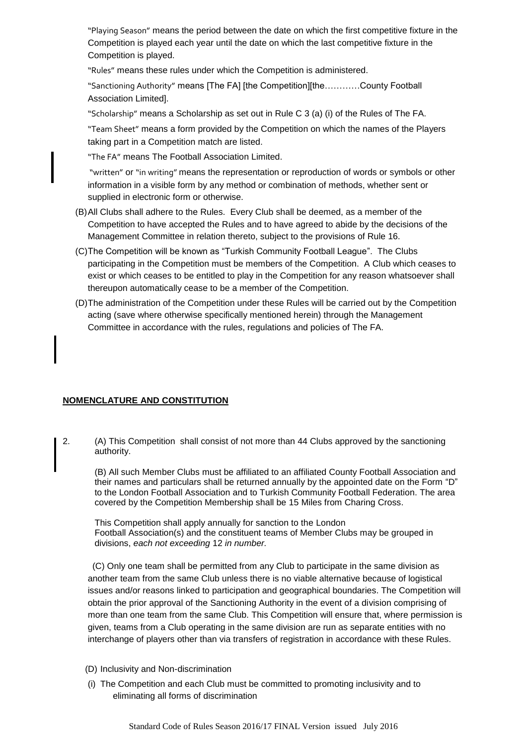"Playing Season" means the period between the date on which the first competitive fixture in the Competition is played each year until the date on which the last competitive fixture in the Competition is played.

"Rules" means these rules under which the Competition is administered.

"Sanctioning Authority" means [The FA] [the Competition][the…………County Football Association Limited].

"Scholarship" means a Scholarship as set out in Rule C 3 (a) (i) of the Rules of The FA.

"Team Sheet" means a form provided by the Competition on which the names of the Players taking part in a Competition match are listed.

"The FA" means The Football Association Limited.

"written" or "in writing" means the representation or reproduction of words or symbols or other information in a visible form by any method or combination of methods, whether sent or supplied in electronic form or otherwise.

(B) All Clubs shall adhere to the Rules. Every Club shall be deemed, as a member of the Competition to have accepted the Rules and to have agreed to abide by the decisions of the Management Committee in relation thereto, subject to the provisions of Rule 16.

(C) The Competition will be known as "Turkish Community Football League". The Clubs participating in the Competition must be members of the Competition. A Club which ceases to exist or which ceases to be entitled to play in the Competition for any reason whatsoever shall thereupon automatically cease to be a member of the Competition.

(D) The administration of the Competition under these Rules will be carried out by the Competition acting (save where otherwise specifically mentioned herein) through the Management Committee in accordance with the rules, regulations and policies of The FA.

## NOMENCLATURE AND CONSTITUTION

2. (A) This Competition shall consist of not more than 44 Clubs approved by the sanctioning authority.

(B) All such Member Clubs must be affiliated to an affiliated County Football Association and their names and particulars shall be returned annually by the appointed date on the Form "D" to the London Football Association and to Turkish Community Football Federation. The area covered by the Competition Membership shall be 15 Miles from Charing Cross.

This Competition shall apply annually for sanction to the London Football Association(s) and the constituent teams of Member Clubs may be grouped in divisions, *each not exceeding* 12 *in number.*

(C) Only one team shall be permitted from any Club to participate in the same division as another team from the same Club unless there is no viable alternative because of logistical issues and/or reasons linked to participation and geographical boundaries. The Competition will obtain the prior approval of the Sanctioning Authority in the event of a division comprising of more than one team from the same Club. This Competition will ensure that, where permission is given, teams from a Club operating in the same division are run as separate entities with no interchange of players other than via transfers of registration in accordance with these Rules.

(D) Inclusivity and Non-discrimination

(i) The Competition and each Club must be committed to promoting inclusivity and to eliminating all forms of discrimination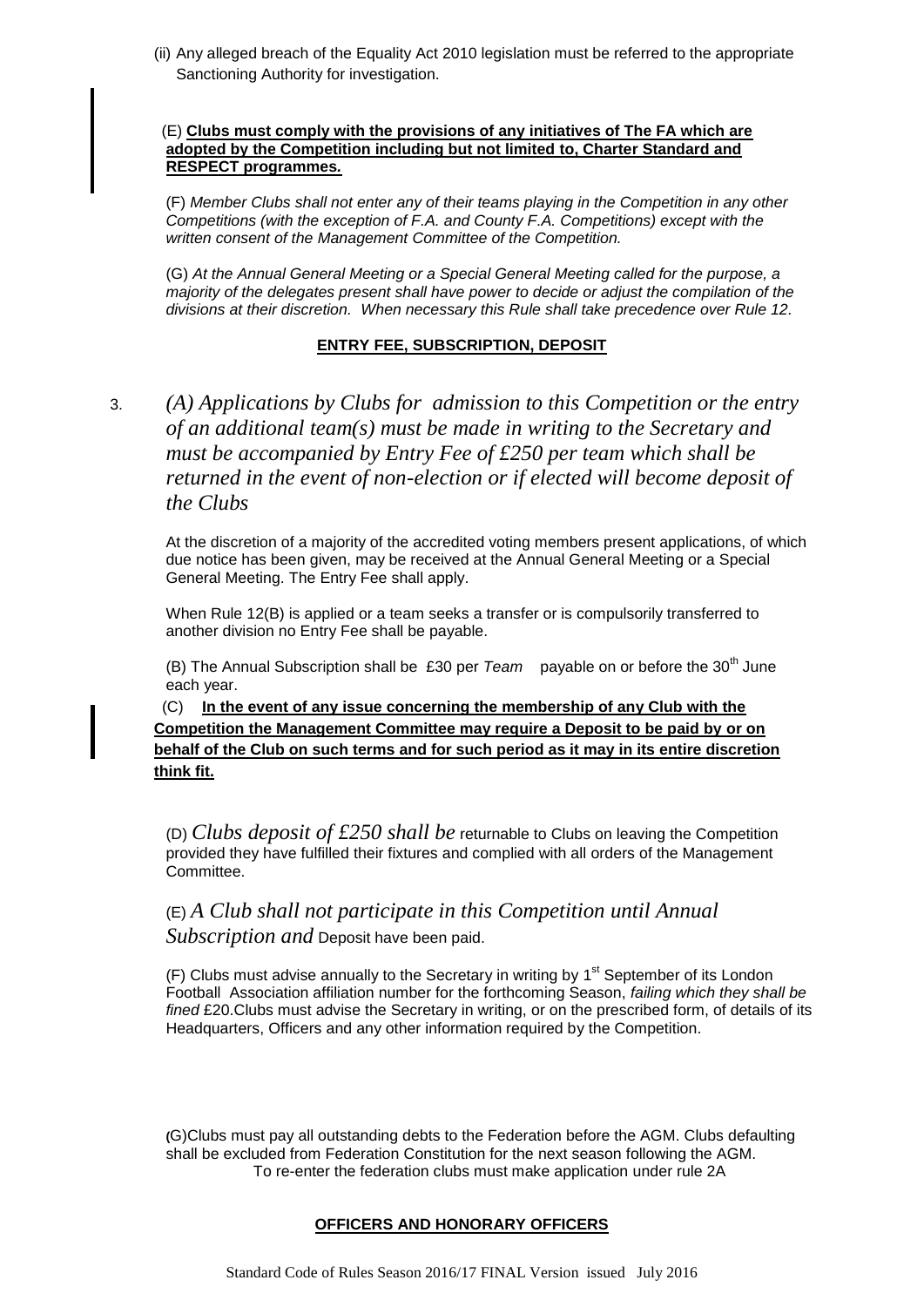(ii) Any alleged breach of the Equality Act 2010 legislation must be referred to the appropriate Sanctioning Authority for investigation.

(E) **Clubs must comply with the provisions of any initiatives of The FA which are adopted by the Competition including but not limited to, Charter Standard and RESPECT programmes.**

(F) *Member Clubs shall not enter any of their teams playing in the Competition in any other Competitions (with the exception of F.A. and County F.A. Competitions) except with the written consent of the Management Committee of the Competition.*

(G) *At the Annual General Meeting or a Special General Meeting called for the purpose, a majority of the delegates present shall have power to decide or adjust the compilation of the divisions at their discretion. When necessary this Rule shall take precedence over Rule 12.*

**ENTRY FEE, SUBSCRIPTION, DEPOSIT**

3. *(A) Applications by Clubs for admission to this Competition or the entry of an additional team(s) must be made in writing to the Secretary and must be accompanied by Entry Fee of £250 per team which shall be returned in the event of non-election or if elected will become deposit of the Clubs*

At the discretion of a majority of the accredited voting members present applications, of which due notice has been given, may be received at the Annual General Meeting or a Special General Meeting. The Entry Fee shall apply.

When Rule 12(B) is applied or a team seeks a transfer or is compulsorily transferred to another division no Entry Fee shall be payable.

(B) The Annual Subscription shall be £30 per *Team* payable on or before the 30th June each year.

(C) **In the event of any issue concerning the membership of any Club with the Competition the Management Committee may require a Deposit to be paid by or on behalf of the Club on such terms and for such period as it may in its entire discretion think fit.**

(D) *Clubs deposit of £250 shall be* returnable to Clubs on leaving the Competition provided they have fulfilled their fixtures and complied with all orders of the Management Committee.

(E) *A Club shall not participate in this Competition until Annual Subscription and* Deposit have been paid.

(F) Clubs must advise annually to the Secretary in writing by 1st September of its London Football Association affiliation number for the forthcoming Season, *failing which they shall be fined* £20.Clubs must advise the Secretary in writing, or on the prescribed form, of details of its Headquarters, Officers and any other information required by the Competition.

(G)Clubs must pay all outstanding debts to the Federation before the AGM. Clubs defaulting shall be excluded from Federation Constitution for the next season following the AGM. To re-enter the federation clubs must make application under rule 2A

**OFFICERS AND HONORARY OFFICERS**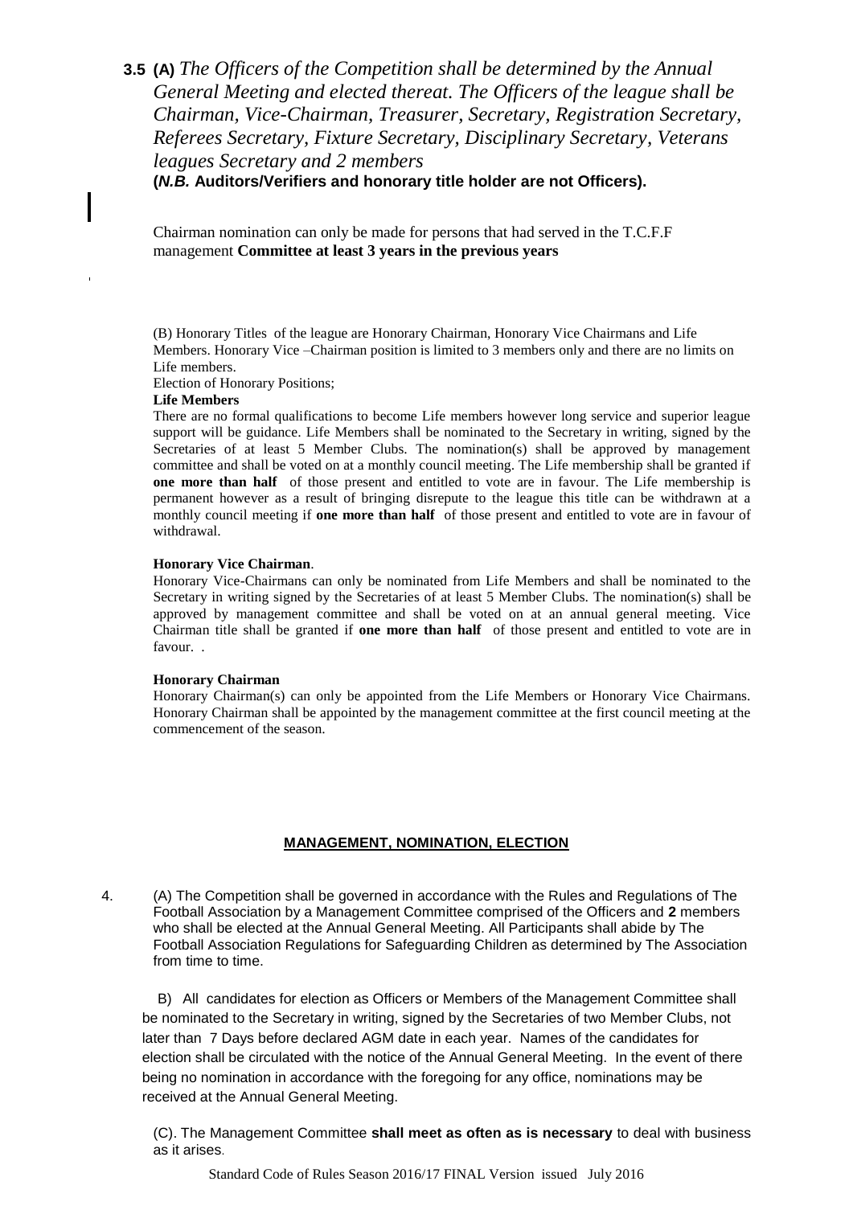**3.5** **(A)** *The Officers of the Competition shall be determined by the Annual General Meeting and elected thereat. The Officers of the league shall be Chairman, Vice-Chairman, Treasurer, Secretary, Registration Secretary, Referees Secretary, Fixture Secretary, Disciplinary Secretary, Veterans leagues Secretary and 2 members*
**(*N.B.* Auditors/Verifiers and honorary title holder are not Officers).**

Chairman nomination can only be made for persons that had served in the T.C.F.F management **Committee at least 3 years in the previous years**

(B) Honorary Titles of the league are Honorary Chairman, Honorary Vice Chairmans and Life Members. Honorary Vice –Chairman position is limited to 3 members only and there are no limits on Life members.

Election of Honorary Positions;

**Life Members**

There are no formal qualifications to become Life members however long service and superior league support will be guidance. Life Members shall be nominated to the Secretary in writing, signed by the Secretaries of at least 5 Member Clubs. The nomination(s) shall be approved by management committee and shall be voted on at a monthly council meeting. The Life membership shall be granted if **one more than half** of those present and entitled to vote are in favour. The Life membership is permanent however as a result of bringing disrepute to the league this title can be withdrawn at a monthly council meeting if **one more than half** of those present and entitled to vote are in favour of withdrawal.

**Honorary Vice Chairman**.

Honorary Vice-Chairmans can only be nominated from Life Members and shall be nominated to the Secretary in writing signed by the Secretaries of at least 5 Member Clubs. The nomination(s) shall be approved by management committee and shall be voted on at an annual general meeting. Vice Chairman title shall be granted if **one more than half** of those present and entitled to vote are in favour. .

**Honorary Chairman**

Honorary Chairman(s) can only be appointed from the Life Members or Honorary Vice Chairmans. Honorary Chairman shall be appointed by the management committee at the first council meeting at the commencement of the season.

## MANAGEMENT, NOMINATION, ELECTION

4. (A) The Competition shall be governed in accordance with the Rules and Regulations of The Football Association by a Management Committee comprised of the Officers and **2** members who shall be elected at the Annual General Meeting. All Participants shall abide by The Football Association Regulations for Safeguarding Children as determined by The Association from time to time.

B) All candidates for election as Officers or Members of the Management Committee shall be nominated to the Secretary in writing, signed by the Secretaries of two Member Clubs, not later than 7 Days before declared AGM date in each year. Names of the candidates for election shall be circulated with the notice of the Annual General Meeting. In the event of there being no nomination in accordance with the foregoing for any office, nominations may be received at the Annual General Meeting.

(C). The Management Committee **shall meet as often as is necessary** to deal with business as it arises.

Standard Code of Rules Season 2016/17 FINAL Version issued July 2016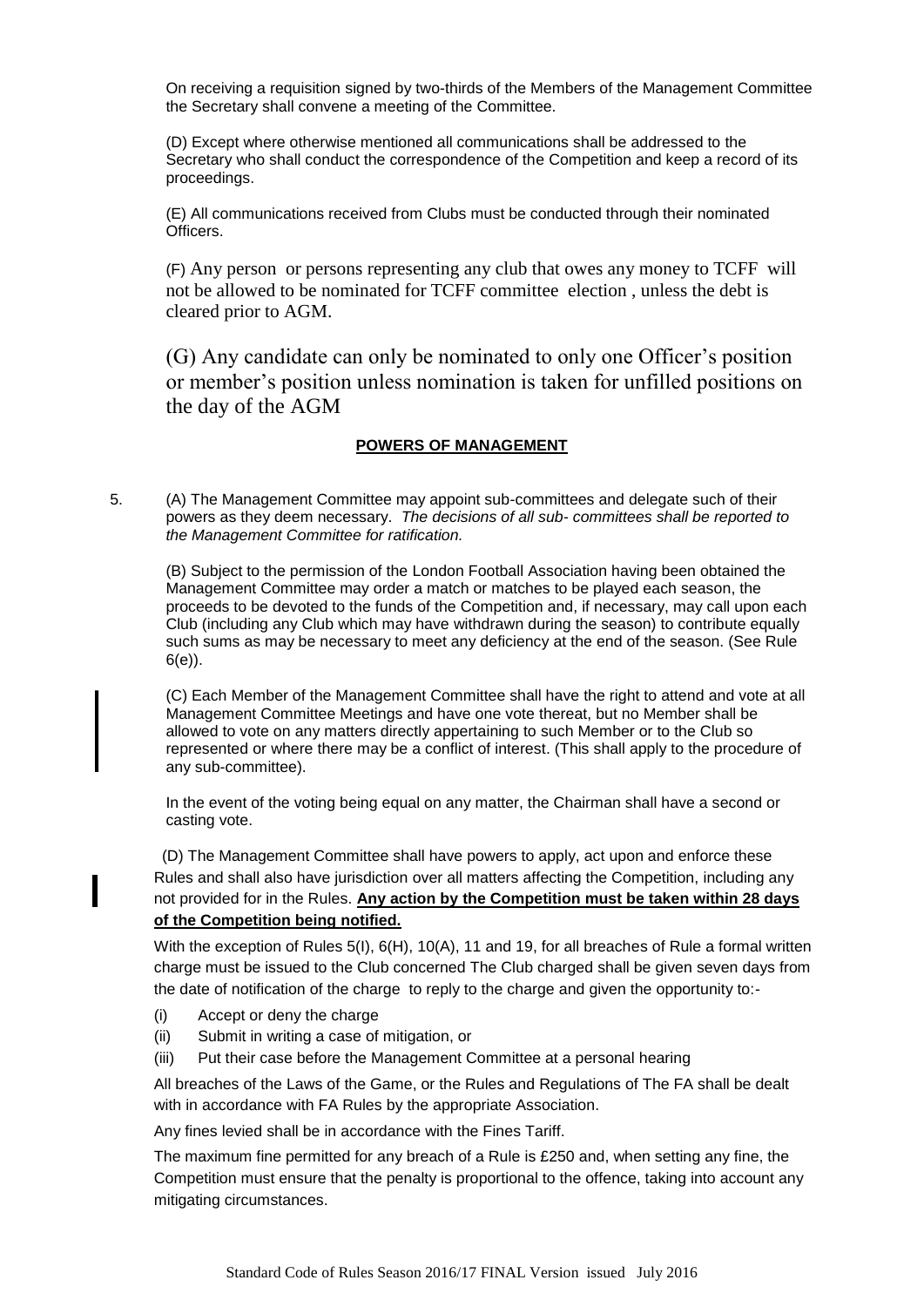On receiving a requisition signed by two-thirds of the Members of the Management Committee the Secretary shall convene a meeting of the Committee.

(D) Except where otherwise mentioned all communications shall be addressed to the Secretary who shall conduct the correspondence of the Competition and keep a record of its proceedings.

(E) All communications received from Clubs must be conducted through their nominated Officers.

(F) Any person or persons representing any club that owes any money to TCFF will not be allowed to be nominated for TCFF committee election , unless the debt is cleared prior to AGM.

(G) Any candidate can only be nominated to only one Officer's position or member's position unless nomination is taken for unfilled positions on the day of the AGM

**POWERS OF MANAGEMENT**

5. (A) The Management Committee may appoint sub-committees and delegate such of their powers as they deem necessary. *The decisions of all sub- committees shall be reported to the Management Committee for ratification.*

(B) Subject to the permission of the London Football Association having been obtained the Management Committee may order a match or matches to be played each season, the proceeds to be devoted to the funds of the Competition and, if necessary, may call upon each Club (including any Club which may have withdrawn during the season) to contribute equally such sums as may be necessary to meet any deficiency at the end of the season. (See Rule 6(e)).

(C) Each Member of the Management Committee shall have the right to attend and vote at all Management Committee Meetings and have one vote thereat, but no Member shall be allowed to vote on any matters directly appertaining to such Member or to the Club so represented or where there may be a conflict of interest. (This shall apply to the procedure of any sub-committee).

In the event of the voting being equal on any matter, the Chairman shall have a second or casting vote.

(D) The Management Committee shall have powers to apply, act upon and enforce these Rules and shall also have jurisdiction over all matters affecting the Competition, including any not provided for in the Rules. **Any action by the Competition must be taken within 28 days of the Competition being notified.**

With the exception of Rules 5(I), 6(H), 10(A), 11 and 19, for all breaches of Rule a formal written charge must be issued to the Club concerned The Club charged shall be given seven days from the date of notification of the charge to reply to the charge and given the opportunity to:-

(i) Accept or deny the charge
(ii) Submit in writing a case of mitigation, or
(iii) Put their case before the Management Committee at a personal hearing

All breaches of the Laws of the Game, or the Rules and Regulations of The FA shall be dealt with in accordance with FA Rules by the appropriate Association.

Any fines levied shall be in accordance with the Fines Tariff.

The maximum fine permitted for any breach of a Rule is £250 and, when setting any fine, the Competition must ensure that the penalty is proportional to the offence, taking into account any mitigating circumstances.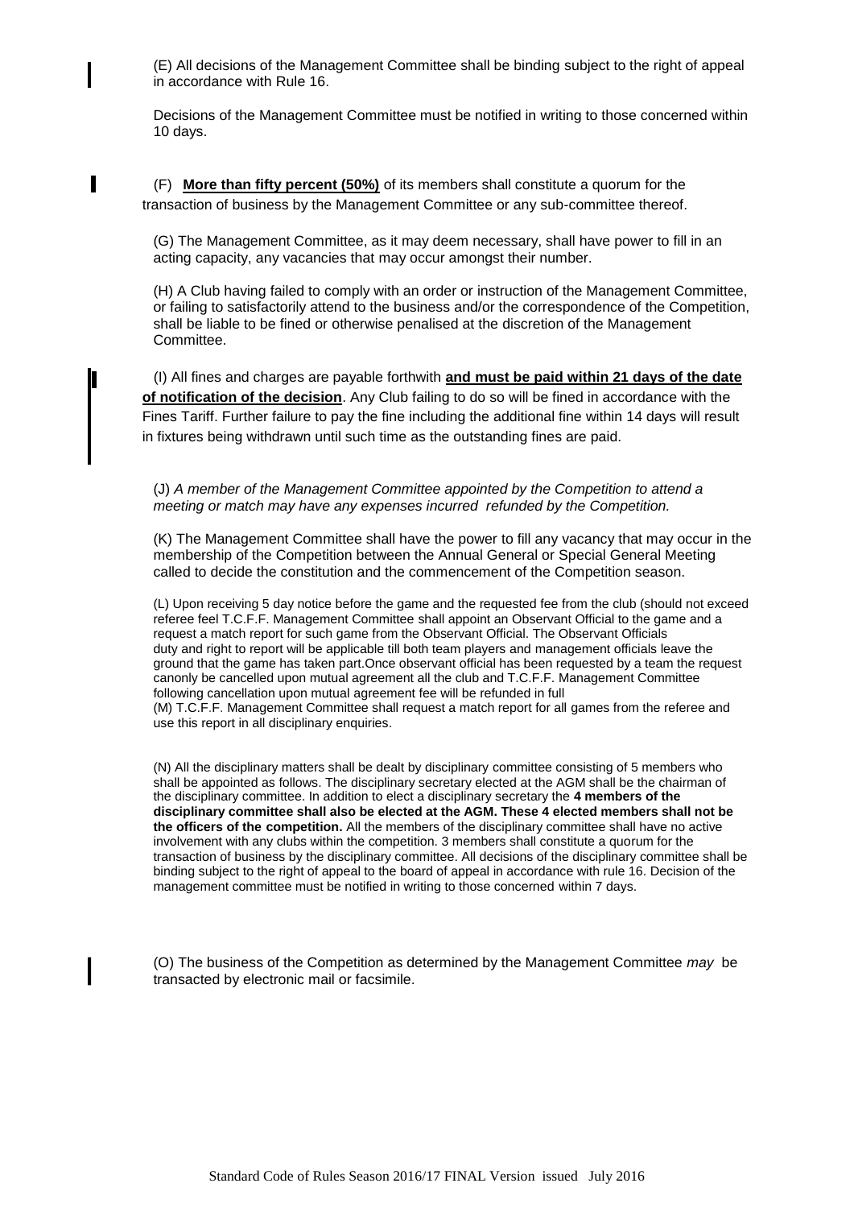(E) All decisions of the Management Committee shall be binding subject to the right of appeal in accordance with Rule 16.

Decisions of the Management Committee must be notified in writing to those concerned within 10 days.

(F) **More than fifty percent (50%)** of its members shall constitute a quorum for the transaction of business by the Management Committee or any sub-committee thereof.

(G) The Management Committee, as it may deem necessary, shall have power to fill in an acting capacity, any vacancies that may occur amongst their number.

(H) A Club having failed to comply with an order or instruction of the Management Committee, or failing to satisfactorily attend to the business and/or the correspondence of the Competition, shall be liable to be fined or otherwise penalised at the discretion of the Management Committee.

(I) All fines and charges are payable forthwith **and must be paid within 21 days of the date of notification of the decision**. Any Club failing to do so will be fined in accordance with the Fines Tariff. Further failure to pay the fine including the additional fine within 14 days will result in fixtures being withdrawn until such time as the outstanding fines are paid.

(J) *A member of the Management Committee appointed by the Competition to attend a meeting or match may have any expenses incurred refunded by the Competition.*

(K) The Management Committee shall have the power to fill any vacancy that may occur in the membership of the Competition between the Annual General or Special General Meeting called to decide the constitution and the commencement of the Competition season.

(L) Upon receiving 5 day notice before the game and the requested fee from the club (should not exceed referee feel T.C.F.F. Management Committee shall appoint an Observant Official to the game and a request a match report for such game from the Observant Official. The Observant Officials duty and right to report will be applicable till both team players and management officials leave the ground that the game has taken part.Once observant official has been requested by a team the request canonly be cancelled upon mutual agreement all the club and T.C.F.F. Management Committee following cancellation upon mutual agreement fee will be refunded in full

(M) T.C.F.F. Management Committee shall request a match report for all games from the referee and use this report in all disciplinary enquiries.

(N) All the disciplinary matters shall be dealt by disciplinary committee consisting of 5 members who shall be appointed as follows. The disciplinary secretary elected at the AGM shall be the chairman of the disciplinary committee. In addition to elect a disciplinary secretary the **4 members of the disciplinary committee shall also be elected at the AGM. These 4 elected members shall not be the officers of the competition.** All the members of the disciplinary committee shall have no active involvement with any clubs within the competition. 3 members shall constitute a quorum for the transaction of business by the disciplinary committee. All decisions of the disciplinary committee shall be binding subject to the right of appeal to the board of appeal in accordance with rule 16. Decision of the management committee must be notified in writing to those concerned within 7 days.

(O) The business of the Competition as determined by the Management Committee *may* be transacted by electronic mail or facsimile.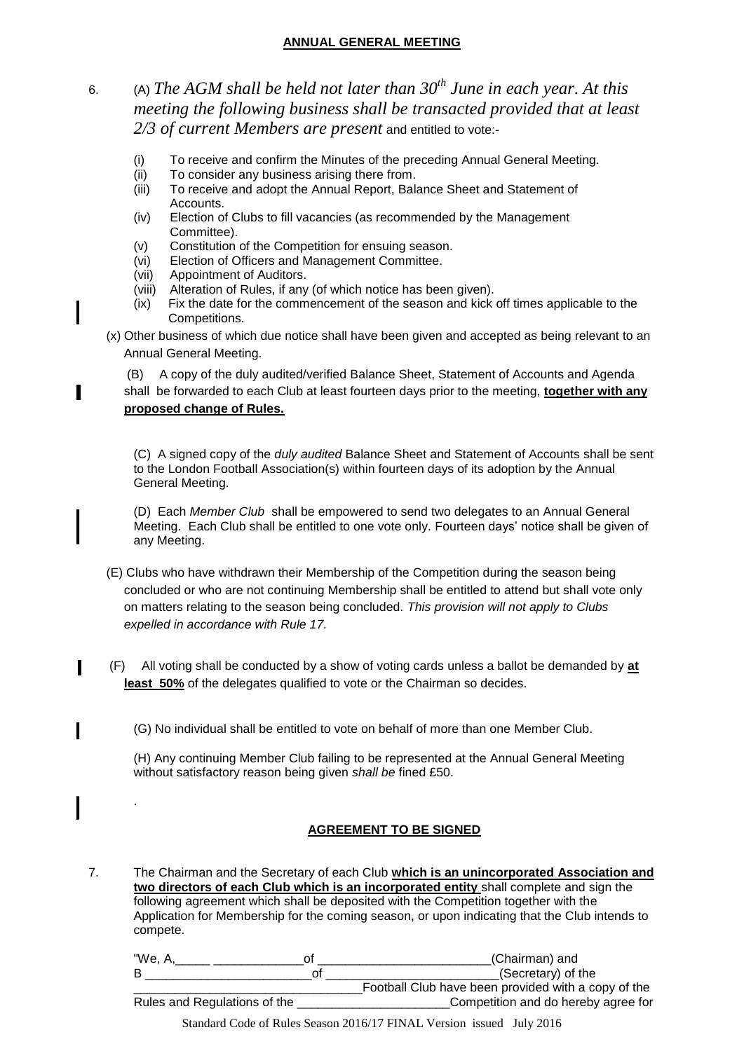## ANNUAL GENERAL MEETING

6. (A) *The AGM shall be held not later than 30th June in each year. At this meeting the following business shall be transacted provided that at least 2/3 of current Members are present* and entitled to vote:-

   (i) To receive and confirm the Minutes of the preceding Annual General Meeting.
   (ii) To consider any business arising there from.
   (iii) To receive and adopt the Annual Report, Balance Sheet and Statement of Accounts.
   (iv) Election of Clubs to fill vacancies (as recommended by the Management Committee).
   (v) Constitution of the Competition for ensuing season.
   (vi) Election of Officers and Management Committee.
   (vii) Appointment of Auditors.
   (viii) Alteration of Rules, if any (of which notice has been given).
   (ix) Fix the date for the commencement of the season and kick off times applicable to the Competitions.
   (x) Other business of which due notice shall have been given and accepted as being relevant to an Annual General Meeting.

   (B) A copy of the duly audited/verified Balance Sheet, Statement of Accounts and Agenda shall be forwarded to each Club at least fourteen days prior to the meeting, **together with any proposed change of Rules.**

   (C) A signed copy of the *duly audited* Balance Sheet and Statement of Accounts shall be sent to the London Football Association(s) within fourteen days of its adoption by the Annual General Meeting.

   (D) Each *Member Club* shall be empowered to send two delegates to an Annual General Meeting. Each Club shall be entitled to one vote only. Fourteen days' notice shall be given of any Meeting.

   (E) Clubs who have withdrawn their Membership of the Competition during the season being concluded or who are not continuing Membership shall be entitled to attend but shall vote only on matters relating to the season being concluded. *This provision will not apply to Clubs expelled in accordance with Rule 17.*

   (F) All voting shall be conducted by a show of voting cards unless a ballot be demanded by **at least 50%** of the delegates qualified to vote or the Chairman so decides.

   (G) No individual shall be entitled to vote on behalf of more than one Member Club.

   (H) Any continuing Member Club failing to be represented at the Annual General Meeting without satisfactory reason being given *shall be* fined £50.

.

## AGREEMENT TO BE SIGNED

7. The Chairman and the Secretary of each Club **which is an unincorporated Association and two directors of each Club which is an incorporated entity** shall complete and sign the following agreement which shall be deposited with the Competition together with the Application for Membership for the coming season, or upon indicating that the Club intends to compete.

   "We, A,_____ _____________of _________________________(Chairman) and B ________________________of _________________________(Secretary) of the ________________________________Football Club have been provided with a copy of the Rules and Regulations of the ______________________Competition and do hereby agree for

Standard Code of Rules Season 2016/17 FINAL Version issued July 2016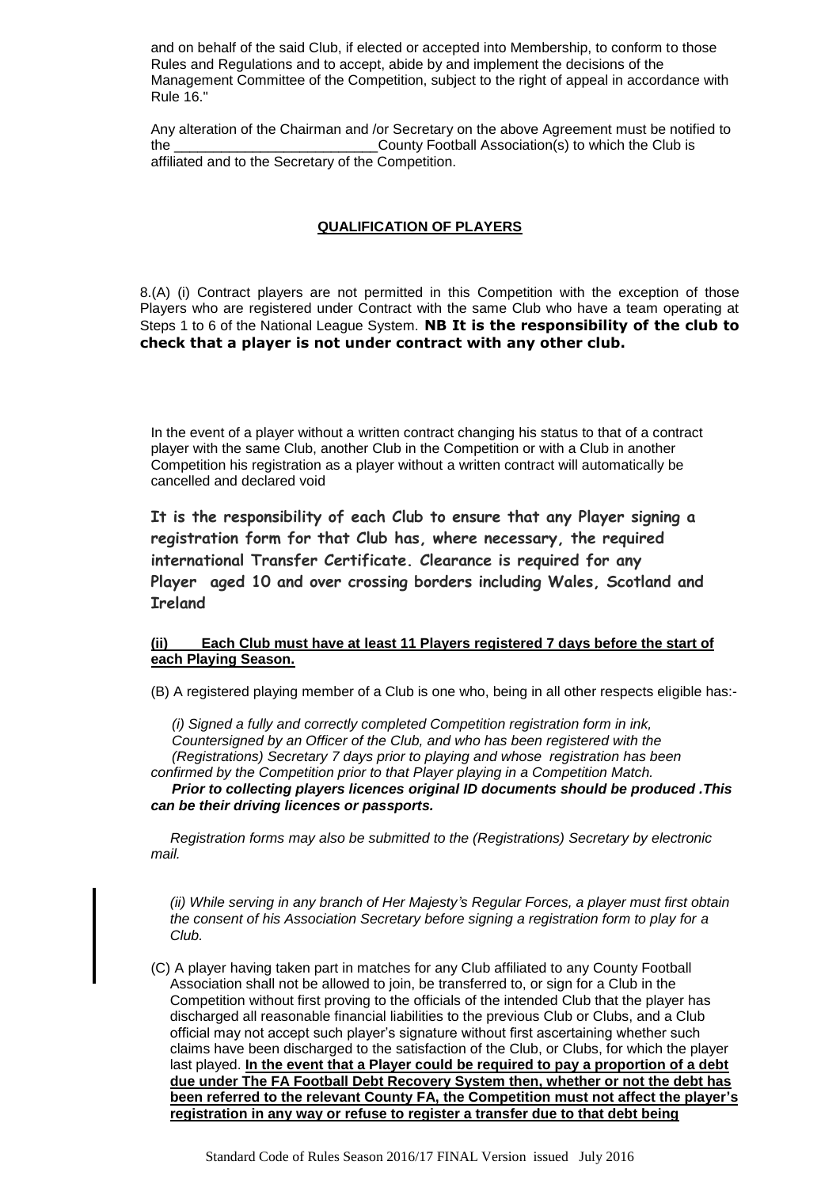and on behalf of the said Club, if elected or accepted into Membership, to conform to those Rules and Regulations and to accept, abide by and implement the decisions of the Management Committee of the Competition, subject to the right of appeal in accordance with Rule 16."

Any alteration of the Chairman and /or Secretary on the above Agreement must be notified to the __________________________County Football Association(s) to which the Club is affiliated and to the Secretary of the Competition.

## QUALIFICATION OF PLAYERS

8.(A) (i) Contract players are not permitted in this Competition with the exception of those Players who are registered under Contract with the same Club who have a team operating at Steps 1 to 6 of the National League System. **NB It is the responsibility of the club to check that a player is not under contract with any other club.**

In the event of a player without a written contract changing his status to that of a contract player with the same Club, another Club in the Competition or with a Club in another Competition his registration as a player without a written contract will automatically be cancelled and declared void

**It is the responsibility of each Club to ensure that any Player signing a registration form for that Club has, where necessary, the required international Transfer Certificate. Clearance is required for any Player aged 10 and over crossing borders including Wales, Scotland and Ireland**

**(ii) Each Club must have at least 11 Players registered 7 days before the start of each Playing Season.**

(B) A registered playing member of a Club is one who, being in all other respects eligible has:-

*(i) Signed a fully and correctly completed Competition registration form in ink, Countersigned by an Officer of the Club, and who has been registered with the (Registrations) Secretary 7 days prior to playing and whose registration has been confirmed by the Competition prior to that Player playing in a Competition Match.*

***Prior to collecting players licences original ID documents should be produced .This can be their driving licences or passports.***

*Registration forms may also be submitted to the (Registrations) Secretary by electronic mail.*

*(ii) While serving in any branch of Her Majesty's Regular Forces, a player must first obtain the consent of his Association Secretary before signing a registration form to play for a Club.*

(C) A player having taken part in matches for any Club affiliated to any County Football Association shall not be allowed to join, be transferred to, or sign for a Club in the Competition without first proving to the officials of the intended Club that the player has discharged all reasonable financial liabilities to the previous Club or Clubs, and a Club official may not accept such player's signature without first ascertaining whether such claims have been discharged to the satisfaction of the Club, or Clubs, for which the player last played. **In the event that a Player could be required to pay a proportion of a debt due under The FA Football Debt Recovery System then, whether or not the debt has been referred to the relevant County FA, the Competition must not affect the player's registration in any way or refuse to register a transfer due to that debt being**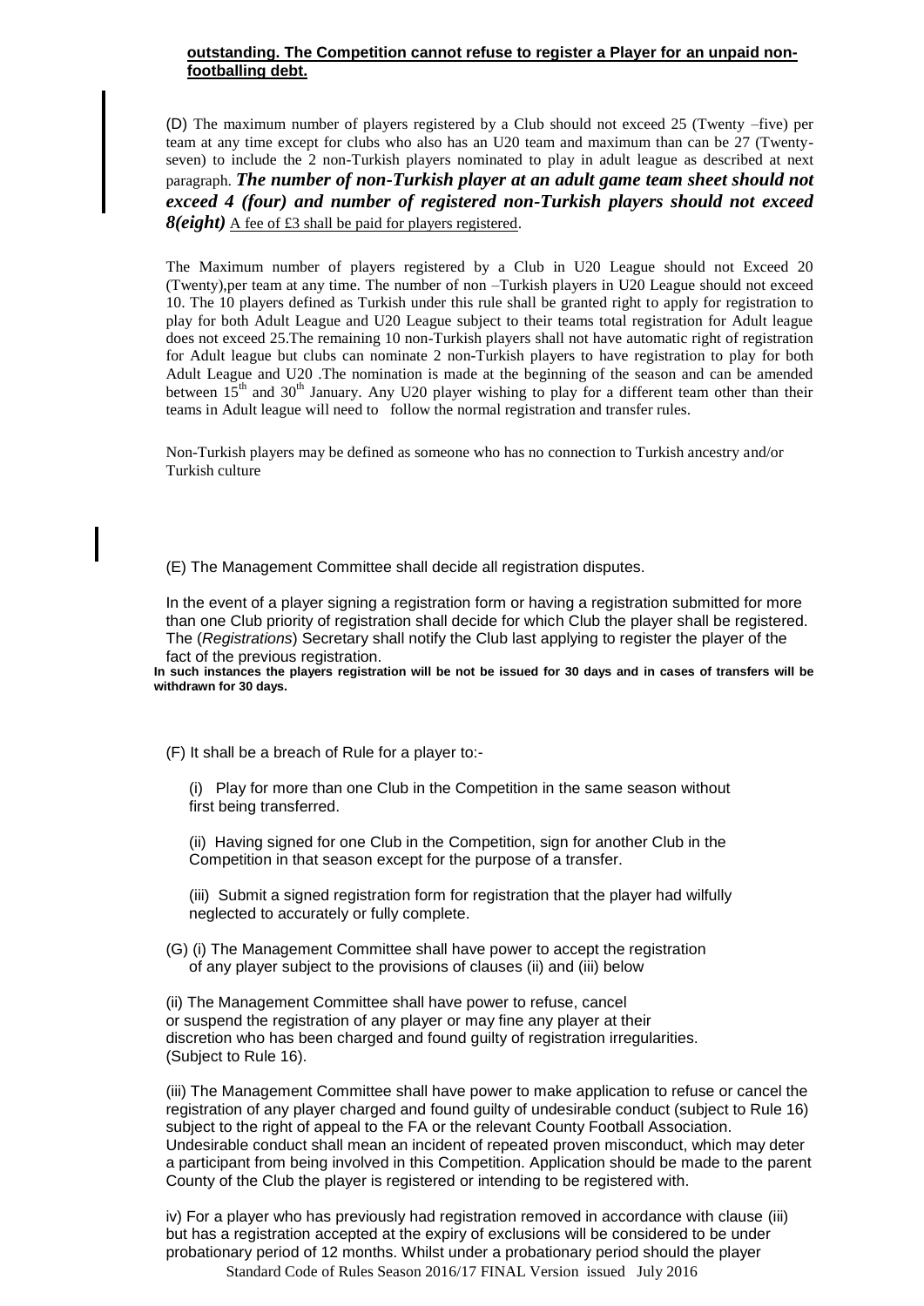**outstanding. The Competition cannot refuse to register a Player for an unpaid non-footballing debt.**

(D) The maximum number of players registered by a Club should not exceed 25 (Twenty –five) per team at any time except for clubs who also has an U20 team and maximum than can be 27 (Twenty-seven) to include the 2 non-Turkish players nominated to play in adult league as described at next paragraph. ***The number of non-Turkish player at an adult game team sheet should not exceed 4 (four) and number of registered non-Turkish players should not exceed 8(eight)*** A fee of £3 shall be paid for players registered.

The Maximum number of players registered by a Club in U20 League should not Exceed 20 (Twenty),per team at any time. The number of non –Turkish players in U20 League should not exceed 10. The 10 players defined as Turkish under this rule shall be granted right to apply for registration to play for both Adult League and U20 League subject to their teams total registration for Adult league does not exceed 25.The remaining 10 non-Turkish players shall not have automatic right of registration for Adult league but clubs can nominate 2 non-Turkish players to have registration to play for both Adult League and U20 .The nomination is made at the beginning of the season and can be amended between 15th and 30th January. Any U20 player wishing to play for a different team other than their teams in Adult league will need to follow the normal registration and transfer rules.

Non-Turkish players may be defined as someone who has no connection to Turkish ancestry and/or Turkish culture

(E) The Management Committee shall decide all registration disputes.

In the event of a player signing a registration form or having a registration submitted for more than one Club priority of registration shall decide for which Club the player shall be registered. The (*Registrations*) Secretary shall notify the Club last applying to register the player of the fact of the previous registration.

**In such instances the players registration will be not be issued for 30 days and in cases of transfers will be withdrawn for 30 days.**

(F) It shall be a breach of Rule for a player to:-

(i) Play for more than one Club in the Competition in the same season without first being transferred.

(ii) Having signed for one Club in the Competition, sign for another Club in the Competition in that season except for the purpose of a transfer.

(iii) Submit a signed registration form for registration that the player had wilfully neglected to accurately or fully complete.

(G) (i) The Management Committee shall have power to accept the registration of any player subject to the provisions of clauses (ii) and (iii) below

(ii) The Management Committee shall have power to refuse, cancel or suspend the registration of any player or may fine any player at their discretion who has been charged and found guilty of registration irregularities. (Subject to Rule 16).

(iii) The Management Committee shall have power to make application to refuse or cancel the registration of any player charged and found guilty of undesirable conduct (subject to Rule 16) subject to the right of appeal to the FA or the relevant County Football Association. Undesirable conduct shall mean an incident of repeated proven misconduct, which may deter a participant from being involved in this Competition. Application should be made to the parent County of the Club the player is registered or intending to be registered with.

iv) For a player who has previously had registration removed in accordance with clause (iii) but has a registration accepted at the expiry of exclusions will be considered to be under probationary period of 12 months. Whilst under a probationary period should the player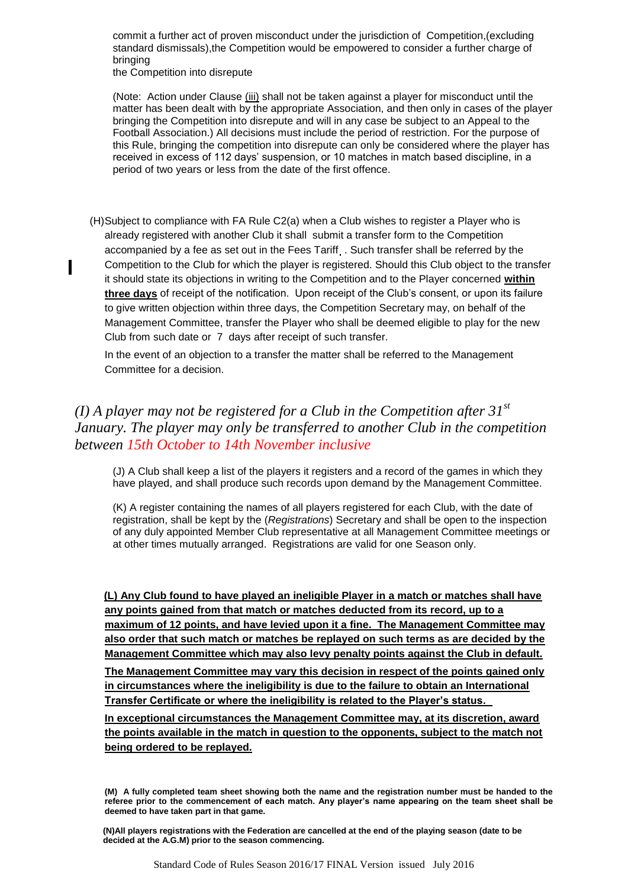commit a further act of proven misconduct under the jurisdiction of Competition,(excluding standard dismissals),the Competition would be empowered to consider a further charge of bringing
the Competition into disrepute

(Note: Action under Clause (iii) shall not be taken against a player for misconduct until the matter has been dealt with by the appropriate Association, and then only in cases of the player bringing the Competition into disrepute and will in any case be subject to an Appeal to the Football Association.) All decisions must include the period of restriction. For the purpose of this Rule, bringing the competition into disrepute can only be considered where the player has received in excess of 112 days' suspension, or 10 matches in match based discipline, in a period of two years or less from the date of the first offence.

(H)Subject to compliance with FA Rule C2(a) when a Club wishes to register a Player who is already registered with another Club it shall submit a transfer form to the Competition accompanied by a fee as set out in the Fees Tariff. . Such transfer shall be referred by the Competition to the Club for which the player is registered. Should this Club object to the transfer it should state its objections in writing to the Competition and to the Player concerned **within three days** of receipt of the notification. Upon receipt of the Club's consent, or upon its failure to give written objection within three days, the Competition Secretary may, on behalf of the Management Committee, transfer the Player who shall be deemed eligible to play for the new Club from such date or 7 days after receipt of such transfer.

In the event of an objection to a transfer the matter shall be referred to the Management Committee for a decision.

*(I) A player may not be registered for a Club in the Competition after 31st January. The player may only be transferred to another Club in the competition between 15th October to 14th November inclusive*

(J) A Club shall keep a list of the players it registers and a record of the games in which they have played, and shall produce such records upon demand by the Management Committee.

(K) A register containing the names of all players registered for each Club, with the date of registration, shall be kept by the (*Registrations*) Secretary and shall be open to the inspection of any duly appointed Member Club representative at all Management Committee meetings or at other times mutually arranged. Registrations are valid for one Season only.

**(L) Any Club found to have played an ineligible Player in a match or matches shall have any points gained from that match or matches deducted from its record, up to a maximum of 12 points, and have levied upon it a fine. The Management Committee may also order that such match or matches be replayed on such terms as are decided by the Management Committee which may also levy penalty points against the Club in default.**

**The Management Committee may vary this decision in respect of the points gained only in circumstances where the ineligibility is due to the failure to obtain an International Transfer Certificate or where the ineligibility is related to the Player's status.**

**In exceptional circumstances the Management Committee may, at its discretion, award the points available in the match in question to the opponents, subject to the match not being ordered to be replayed.**

**(M) A fully completed team sheet showing both the name and the registration number must be handed to the referee prior to the commencement of each match. Any player's name appearing on the team sheet shall be deemed to have taken part in that game.**

**(N)All players registrations with the Federation are cancelled at the end of the playing season (date to be decided at the A.G.M) prior to the season commencing.**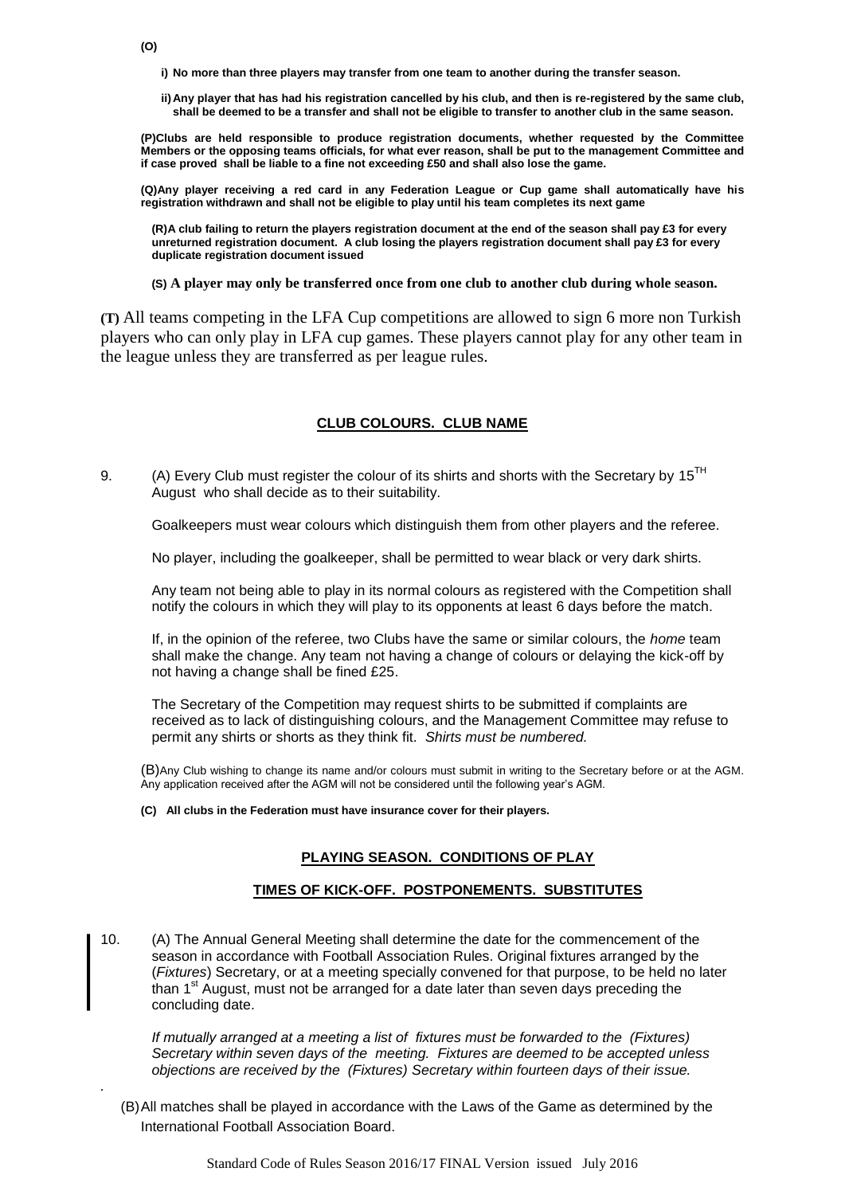**(O)**

**i) No more than three players may transfer from one team to another during the transfer season.**

**ii) Any player that has had his registration cancelled by his club, and then is re-registered by the same club, shall be deemed to be a transfer and shall not be eligible to transfer to another club in the same season.**

**(P)Clubs are held responsible to produce registration documents, whether requested by the Committee Members or the opposing teams officials, for what ever reason, shall be put to the management Committee and if case proved shall be liable to a fine not exceeding £50 and shall also lose the game.**

**(Q)Any player receiving a red card in any Federation League or Cup game shall automatically have his registration withdrawn and shall not be eligible to play until his team completes its next game**

**(R)A club failing to return the players registration document at the end of the season shall pay £3 for every unreturned registration document. A club losing the players registration document shall pay £3 for every duplicate registration document issued**

**(S) A player may only be transferred once from one club to another club during whole season.**

**(T)** All teams competing in the LFA Cup competitions are allowed to sign 6 more non Turkish players who can only play in LFA cup games. These players cannot play for any other team in the league unless they are transferred as per league rules.

## CLUB COLOURS. CLUB NAME

9. (A) Every Club must register the colour of its shirts and shorts with the Secretary by 15[TH] August who shall decide as to their suitability.

   Goalkeepers must wear colours which distinguish them from other players and the referee.

   No player, including the goalkeeper, shall be permitted to wear black or very dark shirts.

   Any team not being able to play in its normal colours as registered with the Competition shall notify the colours in which they will play to its opponents at least 6 days before the match.

   If, in the opinion of the referee, two Clubs have the same or similar colours, the *home* team shall make the change. Any team not having a change of colours or delaying the kick-off by not having a change shall be fined £25.

   The Secretary of the Competition may request shirts to be submitted if complaints are received as to lack of distinguishing colours, and the Management Committee may refuse to permit any shirts or shorts as they think fit. *Shirts must be numbered.*

   (B)Any Club wishing to change its name and/or colours must submit in writing to the Secretary before or at the AGM. Any application received after the AGM will not be considered until the following year's AGM.

   **(C) All clubs in the Federation must have insurance cover for their players.**

## PLAYING SEASON. CONDITIONS OF PLAY

## TIMES OF KICK-OFF. POSTPONEMENTS. SUBSTITUTES

10. (A) The Annual General Meeting shall determine the date for the commencement of the season in accordance with Football Association Rules. Original fixtures arranged by the (*Fixtures*) Secretary, or at a meeting specially convened for that purpose, to be held no later than 1[st] August, must not be arranged for a date later than seven days preceding the concluding date.

    *If mutually arranged at a meeting a list of fixtures must be forwarded to the (Fixtures) Secretary within seven days of the meeting. Fixtures are deemed to be accepted unless objections are received by the (Fixtures) Secretary within fourteen days of their issue.*

    (B)All matches shall be played in accordance with the Laws of the Game as determined by the International Football Association Board.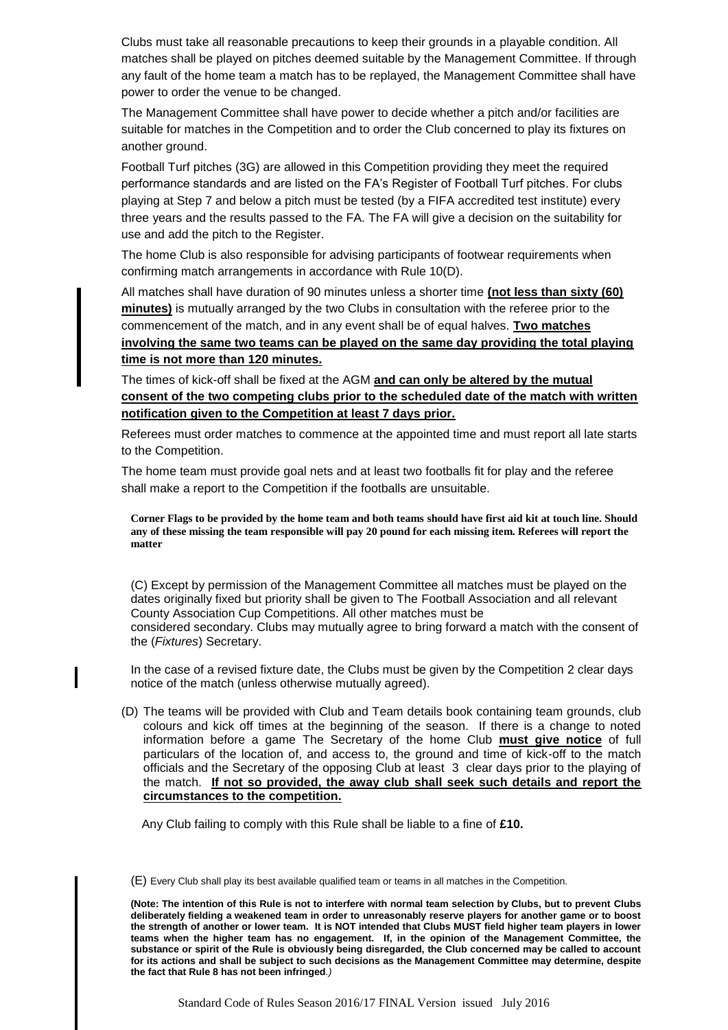Clubs must take all reasonable precautions to keep their grounds in a playable condition. All matches shall be played on pitches deemed suitable by the Management Committee. If through any fault of the home team a match has to be replayed, the Management Committee shall have power to order the venue to be changed.

The Management Committee shall have power to decide whether a pitch and/or facilities are suitable for matches in the Competition and to order the Club concerned to play its fixtures on another ground.

Football Turf pitches (3G) are allowed in this Competition providing they meet the required performance standards and are listed on the FA's Register of Football Turf pitches. For clubs playing at Step 7 and below a pitch must be tested (by a FIFA accredited test institute) every three years and the results passed to the FA. The FA will give a decision on the suitability for use and add the pitch to the Register.

The home Club is also responsible for advising participants of footwear requirements when confirming match arrangements in accordance with Rule 10(D).

All matches shall have duration of 90 minutes unless a shorter time **(not less than sixty (60) minutes)** is mutually arranged by the two Clubs in consultation with the referee prior to the commencement of the match, and in any event shall be of equal halves. **Two matches involving the same two teams can be played on the same day providing the total playing time is not more than 120 minutes.**

The times of kick-off shall be fixed at the AGM **and can only be altered by the mutual consent of the two competing clubs prior to the scheduled date of the match with written notification given to the Competition at least 7 days prior.**

Referees must order matches to commence at the appointed time and must report all late starts to the Competition.

The home team must provide goal nets and at least two footballs fit for play and the referee shall make a report to the Competition if the footballs are unsuitable.

**Corner Flags to be provided by the home team and both teams should have first aid kit at touch line. Should any of these missing the team responsible will pay 20 pound for each missing item. Referees will report the matter**

(C) Except by permission of the Management Committee all matches must be played on the dates originally fixed but priority shall be given to The Football Association and all relevant County Association Cup Competitions. All other matches must be considered secondary. Clubs may mutually agree to bring forward a match with the consent of the (*Fixtures*) Secretary.

In the case of a revised fixture date, the Clubs must be given by the Competition 2 clear days notice of the match (unless otherwise mutually agreed).

(D) The teams will be provided with Club and Team details book containing team grounds, club colours and kick off times at the beginning of the season. If there is a change to noted information before a game The Secretary of the home Club **must give notice** of full particulars of the location of, and access to, the ground and time of kick-off to the match officials and the Secretary of the opposing Club at least 3 clear days prior to the playing of the match. **If not so provided, the away club shall seek such details and report the circumstances to the competition.**

Any Club failing to comply with this Rule shall be liable to a fine of **£10.**

(E) Every Club shall play its best available qualified team or teams in all matches in the Competition.

**(Note: The intention of this Rule is not to interfere with normal team selection by Clubs, but to prevent Clubs deliberately fielding a weakened team in order to unreasonably reserve players for another game or to boost the strength of another or lower team. It is NOT intended that Clubs MUST field higher team players in lower teams when the higher team has no engagement. If, in the opinion of the Management Committee, the substance or spirit of the Rule is obviously being disregarded, the Club concerned may be called to account for its actions and shall be subject to such decisions as the Management Committee may determine, despite the fact that Rule 8 has not been infringed**.*)*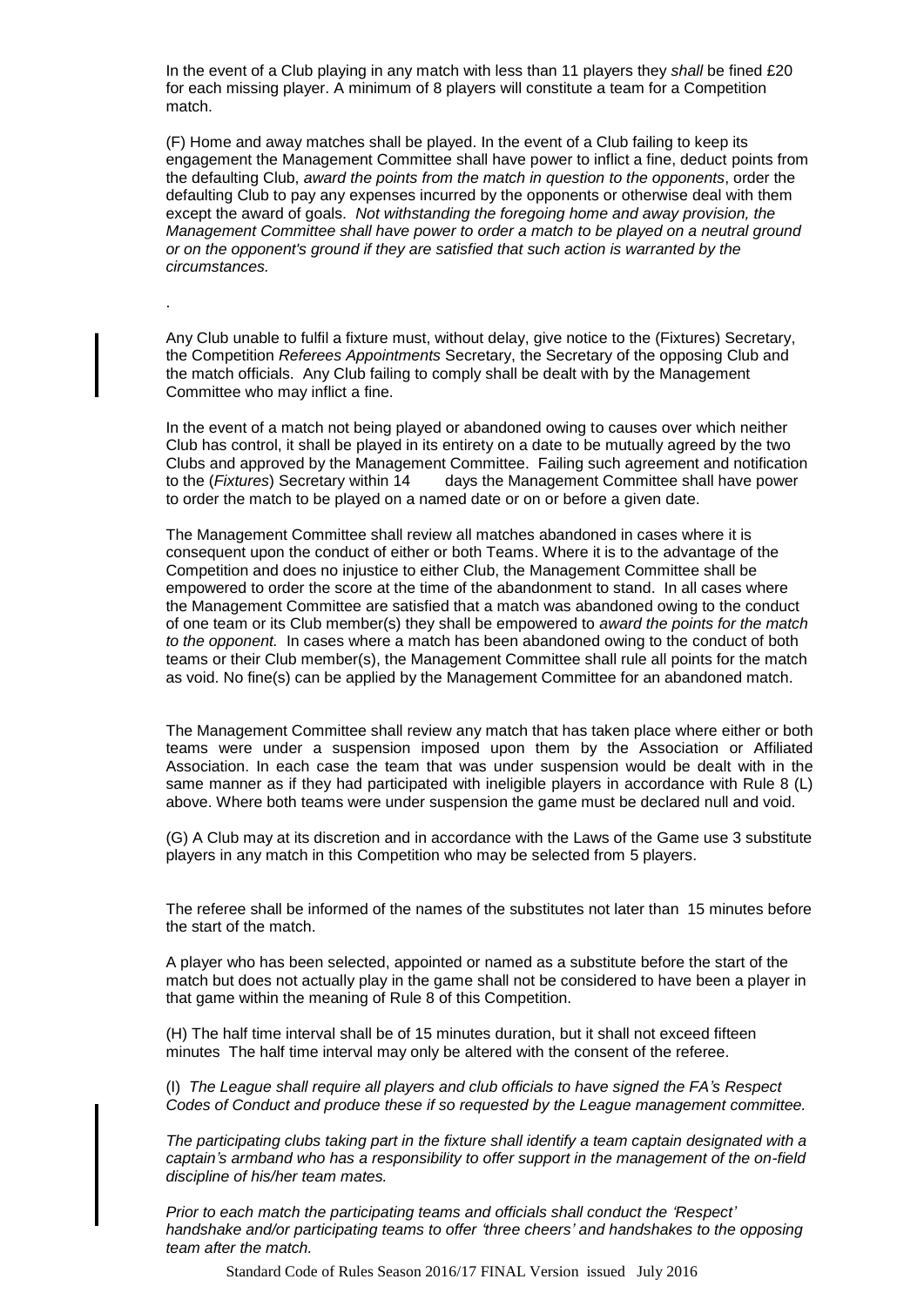In the event of a Club playing in any match with less than 11 players they *shall* be fined £20 for each missing player. A minimum of 8 players will constitute a team for a Competition match.

(F) Home and away matches shall be played. In the event of a Club failing to keep its engagement the Management Committee shall have power to inflict a fine, deduct points from the defaulting Club, *award the points from the match in question to the opponents*, order the defaulting Club to pay any expenses incurred by the opponents or otherwise deal with them except the award of goals. *Not withstanding the foregoing home and away provision, the Management Committee shall have power to order a match to be played on a neutral ground or on the opponent's ground if they are satisfied that such action is warranted by the circumstances.*

.

Any Club unable to fulfil a fixture must, without delay, give notice to the (Fixtures) Secretary, the Competition *Referees Appointments* Secretary, the Secretary of the opposing Club and the match officials. Any Club failing to comply shall be dealt with by the Management Committee who may inflict a fine.

In the event of a match not being played or abandoned owing to causes over which neither Club has control, it shall be played in its entirety on a date to be mutually agreed by the two Clubs and approved by the Management Committee. Failing such agreement and notification to the (*Fixtures*) Secretary within 14 days the Management Committee shall have power to order the match to be played on a named date or on or before a given date.

The Management Committee shall review all matches abandoned in cases where it is consequent upon the conduct of either or both Teams. Where it is to the advantage of the Competition and does no injustice to either Club, the Management Committee shall be empowered to order the score at the time of the abandonment to stand. In all cases where the Management Committee are satisfied that a match was abandoned owing to the conduct of one team or its Club member(s) they shall be empowered to *award the points for the match to the opponent.* In cases where a match has been abandoned owing to the conduct of both teams or their Club member(s), the Management Committee shall rule all points for the match as void. No fine(s) can be applied by the Management Committee for an abandoned match.

The Management Committee shall review any match that has taken place where either or both teams were under a suspension imposed upon them by the Association or Affiliated Association. In each case the team that was under suspension would be dealt with in the same manner as if they had participated with ineligible players in accordance with Rule 8 (L) above. Where both teams were under suspension the game must be declared null and void.

(G) A Club may at its discretion and in accordance with the Laws of the Game use 3 substitute players in any match in this Competition who may be selected from 5 players.

The referee shall be informed of the names of the substitutes not later than 15 minutes before the start of the match.

A player who has been selected, appointed or named as a substitute before the start of the match but does not actually play in the game shall not be considered to have been a player in that game within the meaning of Rule 8 of this Competition.

(H) The half time interval shall be of 15 minutes duration, but it shall not exceed fifteen minutes The half time interval may only be altered with the consent of the referee.

(I) *The League shall require all players and club officials to have signed the FA's Respect Codes of Conduct and produce these if so requested by the League management committee.*

*The participating clubs taking part in the fixture shall identify a team captain designated with a captain's armband who has a responsibility to offer support in the management of the on-field discipline of his/her team mates.*

*Prior to each match the participating teams and officials shall conduct the 'Respect' handshake and/or participating teams to offer 'three cheers' and handshakes to the opposing team after the match.*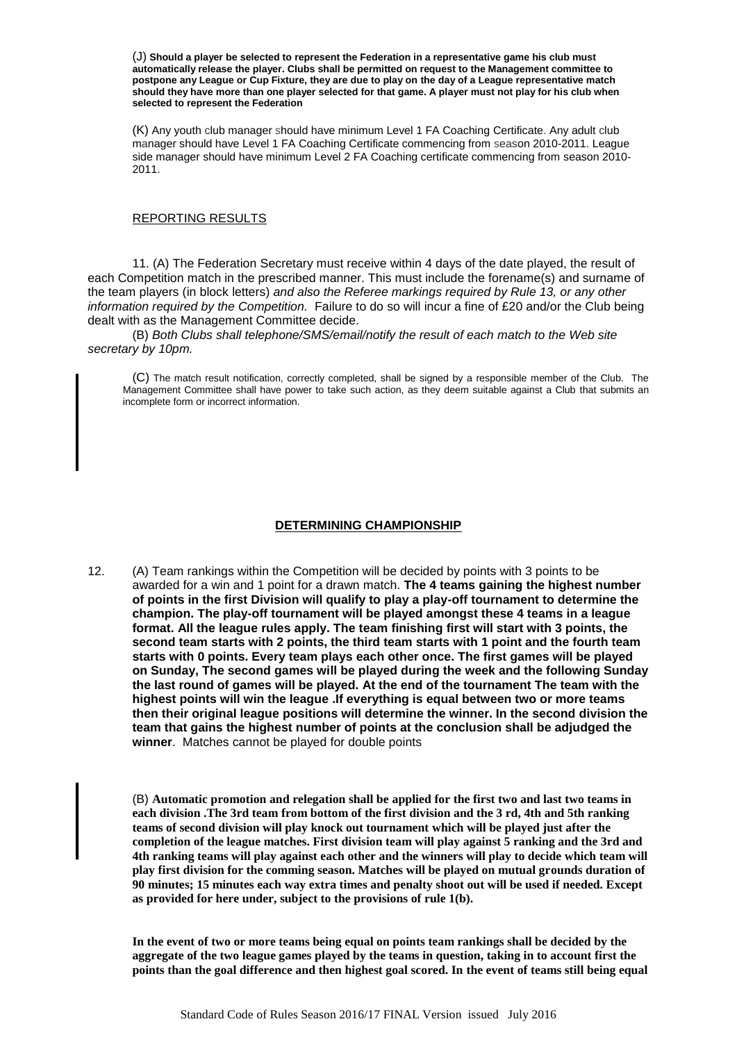(J) **Should a player be selected to represent the Federation in a representative game his club must automatically release the player. Clubs shall be permitted on request to the Management committee to postpone any League or Cup Fixture, they are due to play on the day of a League representative match should they have more than one player selected for that game. A player must not play for his club when selected to represent the Federation**

(K) Any youth club manager should have minimum Level 1 FA Coaching Certificate. Any adult club manager should have Level 1 FA Coaching Certificate commencing from season 2010-2011. League side manager should have minimum Level 2 FA Coaching certificate commencing from season 2010-2011.

## REPORTING RESULTS

11. (A) The Federation Secretary must receive within 4 days of the date played, the result of each Competition match in the prescribed manner. This must include the forename(s) and surname of the team players (in block letters) *and also the Referee markings required by Rule 13, or any other information required by the Competition.* Failure to do so will incur a fine of £20 and/or the Club being dealt with as the Management Committee decide.

(B) *Both Clubs shall telephone/SMS/email/notify the result of each match to the Web site secretary by 10pm.*

(C) The match result notification, correctly completed, shall be signed by a responsible member of the Club. The Management Committee shall have power to take such action, as they deem suitable against a Club that submits an incomplete form or incorrect information.

## DETERMINING CHAMPIONSHIP

12. (A) Team rankings within the Competition will be decided by points with 3 points to be awarded for a win and 1 point for a drawn match. **The 4 teams gaining the highest number of points in the first Division will qualify to play a play-off tournament to determine the champion. The play-off tournament will be played amongst these 4 teams in a league format. All the league rules apply. The team finishing first will start with 3 points, the second team starts with 2 points, the third team starts with 1 point and the fourth team starts with 0 points. Every team plays each other once. The first games will be played on Sunday, The second games will be played during the week and the following Sunday the last round of games will be played. At the end of the tournament The team with the highest points will win the league .If everything is equal between two or more teams then their original league positions will determine the winner. In the second division the team that gains the highest number of points at the conclusion shall be adjudged the winner**. Matches cannot be played for double points

(B) **Automatic promotion and relegation shall be applied for the first two and last two teams in each division .The 3rd team from bottom of the first division and the 3 rd, 4th and 5th ranking teams of second division will play knock out tournament which will be played just after the completion of the league matches. First division team will play against 5 ranking and the 3rd and 4th ranking teams will play against each other and the winners will play to decide which team will play first division for the comming season. Matches will be played on mutual grounds duration of 90 minutes; 15 minutes each way extra times and penalty shoot out will be used if needed. Except as provided for here under, subject to the provisions of rule 1(b).**

**In the event of two or more teams being equal on points team rankings shall be decided by the aggregate of the two league games played by the teams in question, taking in to account first the points than the goal difference and then highest goal scored. In the event of teams still being equal**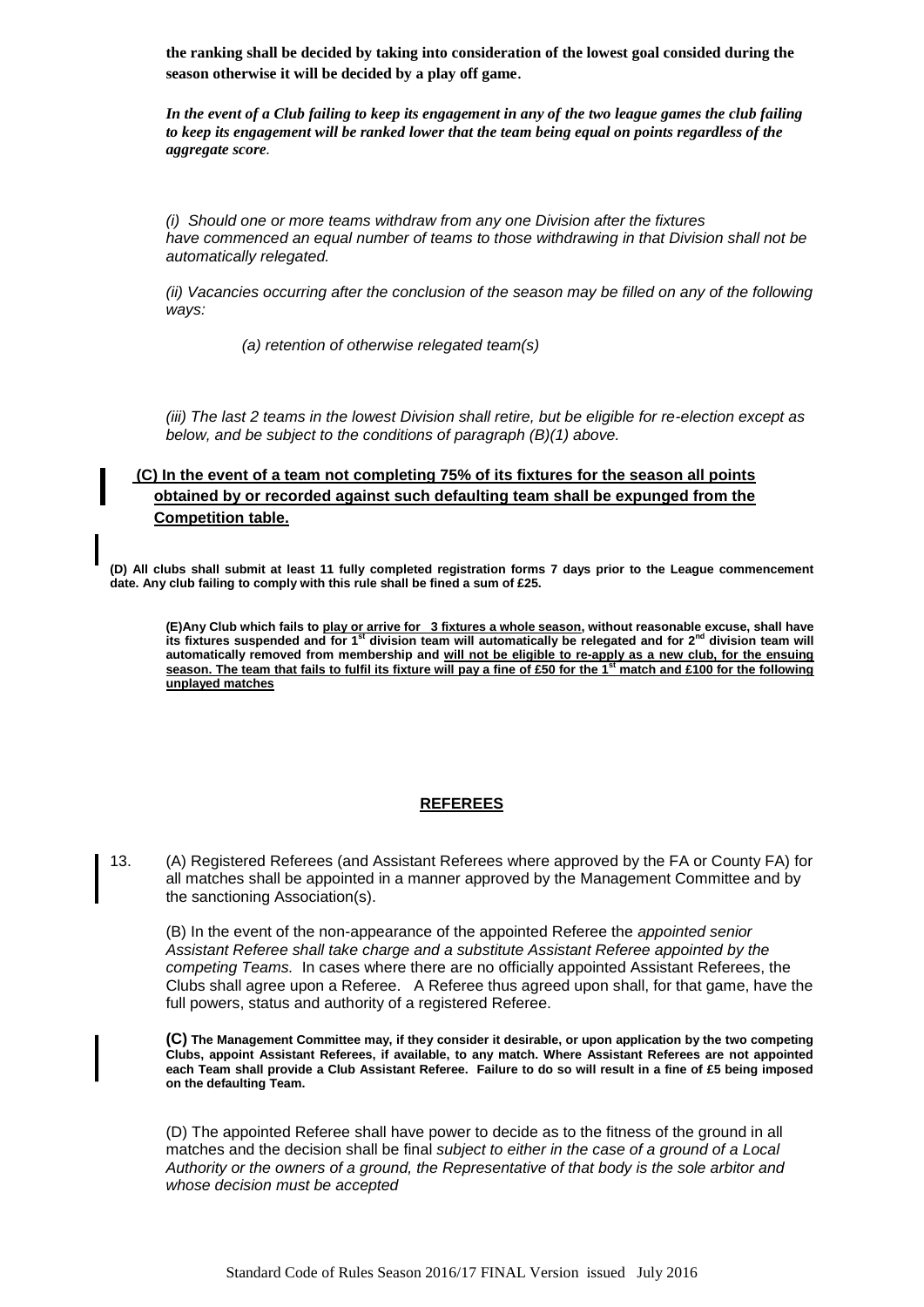**the ranking shall be decided by taking into consideration of the lowest goal consided during the season otherwise it will be decided by a play off game.**

***In the event of a Club failing to keep its engagement in any of the two league games the club failing to keep its engagement will be ranked lower that the team being equal on points regardless of the aggregate score.***

*(i) Should one or more teams withdraw from any one Division after the fixtures have commenced an equal number of teams to those withdrawing in that Division shall not be automatically relegated.*

*(ii) Vacancies occurring after the conclusion of the season may be filled on any of the following ways:*

*(a) retention of otherwise relegated team(s)*

*(iii) The last 2 teams in the lowest Division shall retire, but be eligible for re-election except as below, and be subject to the conditions of paragraph (B)(1) above.*

**(C) In the event of a team not completing 75% of its fixtures for the season all points obtained by or recorded against such defaulting team shall be expunged from the Competition table.**

**(D) All clubs shall submit at least 11 fully completed registration forms 7 days prior to the League commencement date. Any club failing to comply with this rule shall be fined a sum of £25.**

**(E)Any Club which fails to play or arrive for 3 fixtures a whole season, without reasonable excuse, shall have its fixtures suspended and for 1st division team will automatically be relegated and for 2nd division team will automatically removed from membership and will not be eligible to re-apply as a new club, for the ensuing season. The team that fails to fulfil its fixture will pay a fine of £50 for the 1st match and £100 for the following unplayed matches**

## REFEREES

13. (A) Registered Referees (and Assistant Referees where approved by the FA or County FA) for all matches shall be appointed in a manner approved by the Management Committee and by the sanctioning Association(s).

(B) In the event of the non-appearance of the appointed Referee the *appointed senior Assistant Referee shall take charge and a substitute Assistant Referee appointed by the competing Teams.* In cases where there are no officially appointed Assistant Referees, the Clubs shall agree upon a Referee. A Referee thus agreed upon shall, for that game, have the full powers, status and authority of a registered Referee.

**(C) The Management Committee may, if they consider it desirable, or upon application by the two competing Clubs, appoint Assistant Referees, if available, to any match. Where Assistant Referees are not appointed each Team shall provide a Club Assistant Referee. Failure to do so will result in a fine of £5 being imposed on the defaulting Team.**

(D) The appointed Referee shall have power to decide as to the fitness of the ground in all matches and the decision shall be final *subject to either in the case of a ground of a Local Authority or the owners of a ground, the Representative of that body is the sole arbitor and whose decision must be accepted*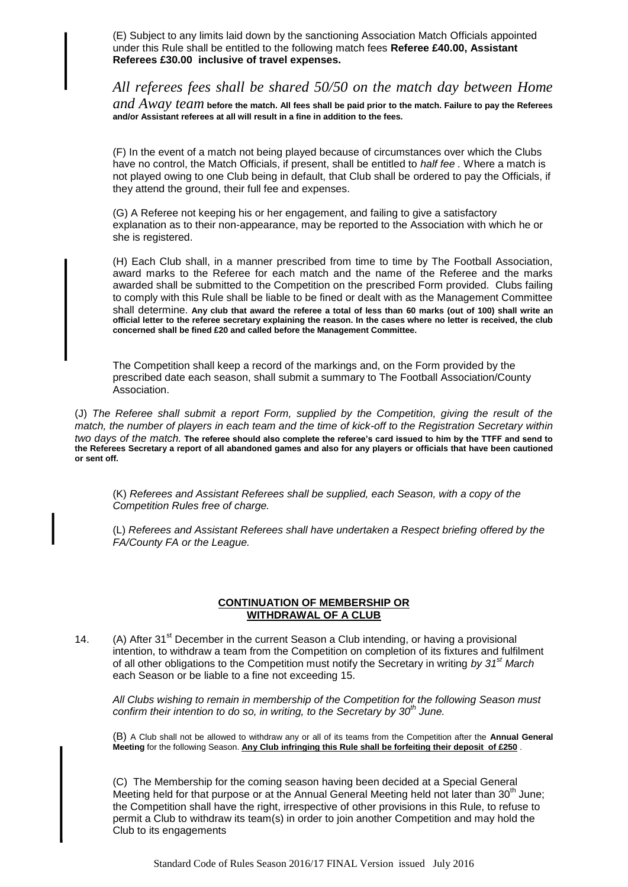(E) Subject to any limits laid down by the sanctioning Association Match Officials appointed under this Rule shall be entitled to the following match fees **Referee £40.00, Assistant Referees £30.00 inclusive of travel expenses.**

*All referees fees shall be shared 50/50 on the match day between Home and Away team* **before the match. All fees shall be paid prior to the match. Failure to pay the Referees and/or Assistant referees at all will result in a fine in addition to the fees.**

(F) In the event of a match not being played because of circumstances over which the Clubs have no control, the Match Officials, if present, shall be entitled to *half fee* . Where a match is not played owing to one Club being in default, that Club shall be ordered to pay the Officials, if they attend the ground, their full fee and expenses.

(G) A Referee not keeping his or her engagement, and failing to give a satisfactory explanation as to their non-appearance, may be reported to the Association with which he or she is registered.

(H) Each Club shall, in a manner prescribed from time to time by The Football Association, award marks to the Referee for each match and the name of the Referee and the marks awarded shall be submitted to the Competition on the prescribed Form provided. Clubs failing to comply with this Rule shall be liable to be fined or dealt with as the Management Committee shall determine. **Any club that award the referee a total of less than 60 marks (out of 100) shall write an official letter to the referee secretary explaining the reason. In the cases where no letter is received, the club concerned shall be fined £20 and called before the Management Committee.**

The Competition shall keep a record of the markings and, on the Form provided by the prescribed date each season, shall submit a summary to The Football Association/County Association.

(J) *The Referee shall submit a report Form, supplied by the Competition, giving the result of the match, the number of players in each team and the time of kick-off to the Registration Secretary within two days of the match.* **The referee should also complete the referee's card issued to him by the TTFF and send to the Referees Secretary a report of all abandoned games and also for any players or officials that have been cautioned or sent off.**

(K) *Referees and Assistant Referees shall be supplied, each Season, with a copy of the Competition Rules free of charge.*

(L) *Referees and Assistant Referees shall have undertaken a Respect briefing offered by the FA/County FA or the League.*

## CONTINUATION OF MEMBERSHIP OR WITHDRAWAL OF A CLUB

14. (A) After 31st December in the current Season a Club intending, or having a provisional intention, to withdraw a team from the Competition on completion of its fixtures and fulfilment of all other obligations to the Competition must notify the Secretary in writing *by 31st March* each Season or be liable to a fine not exceeding 15.

*All Clubs wishing to remain in membership of the Competition for the following Season must confirm their intention to do so, in writing, to the Secretary by 30th June.*

(B) A Club shall not be allowed to withdraw any or all of its teams from the Competition after the **Annual General Meeting** for the following Season. **Any Club infringing this Rule shall be forfeiting their deposit of £250** .

(C) The Membership for the coming season having been decided at a Special General Meeting held for that purpose or at the Annual General Meeting held not later than 30th June; the Competition shall have the right, irrespective of other provisions in this Rule, to refuse to permit a Club to withdraw its team(s) in order to join another Competition and may hold the Club to its engagements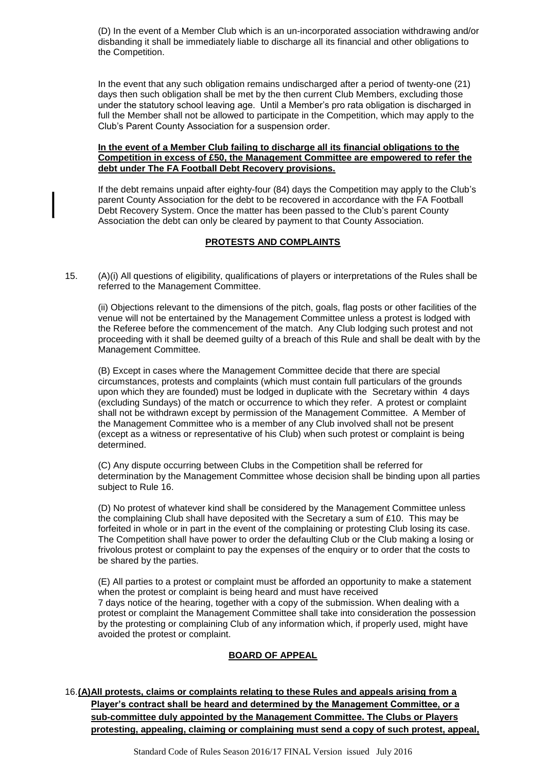(D) In the event of a Member Club which is an un-incorporated association withdrawing and/or disbanding it shall be immediately liable to discharge all its financial and other obligations to the Competition.

In the event that any such obligation remains undischarged after a period of twenty-one (21) days then such obligation shall be met by the then current Club Members, excluding those under the statutory school leaving age. Until a Member's pro rata obligation is discharged in full the Member shall not be allowed to participate in the Competition, which may apply to the Club's Parent County Association for a suspension order.

**In the event of a Member Club failing to discharge all its financial obligations to the Competition in excess of £50, the Management Committee are empowered to refer the debt under The FA Football Debt Recovery provisions.**

If the debt remains unpaid after eighty-four (84) days the Competition may apply to the Club's parent County Association for the debt to be recovered in accordance with the FA Football Debt Recovery System. Once the matter has been passed to the Club's parent County Association the debt can only be cleared by payment to that County Association.

## PROTESTS AND COMPLAINTS

15. (A)(i) All questions of eligibility, qualifications of players or interpretations of the Rules shall be referred to the Management Committee.

(ii) Objections relevant to the dimensions of the pitch, goals, flag posts or other facilities of the venue will not be entertained by the Management Committee unless a protest is lodged with the Referee before the commencement of the match. Any Club lodging such protest and not proceeding with it shall be deemed guilty of a breach of this Rule and shall be dealt with by the Management Committee.

(B) Except in cases where the Management Committee decide that there are special circumstances, protests and complaints (which must contain full particulars of the grounds upon which they are founded) must be lodged in duplicate with the Secretary within 4 days (excluding Sundays) of the match or occurrence to which they refer. A protest or complaint shall not be withdrawn except by permission of the Management Committee. A Member of the Management Committee who is a member of any Club involved shall not be present (except as a witness or representative of his Club) when such protest or complaint is being determined.

(C) Any dispute occurring between Clubs in the Competition shall be referred for determination by the Management Committee whose decision shall be binding upon all parties subject to Rule 16.

(D) No protest of whatever kind shall be considered by the Management Committee unless the complaining Club shall have deposited with the Secretary a sum of £10. This may be forfeited in whole or in part in the event of the complaining or protesting Club losing its case. The Competition shall have power to order the defaulting Club or the Club making a losing or frivolous protest or complaint to pay the expenses of the enquiry or to order that the costs to be shared by the parties.

(E) All parties to a protest or complaint must be afforded an opportunity to make a statement when the protest or complaint is being heard and must have received 7 days notice of the hearing, together with a copy of the submission. When dealing with a protest or complaint the Management Committee shall take into consideration the possession by the protesting or complaining Club of any information which, if properly used, might have avoided the protest or complaint.

## BOARD OF APPEAL

16. **(A) All protests, claims or complaints relating to these Rules and appeals arising from a Player's contract shall be heard and determined by the Management Committee, or a sub-committee duly appointed by the Management Committee. The Clubs or Players protesting, appealing, claiming or complaining must send a copy of such protest, appeal,**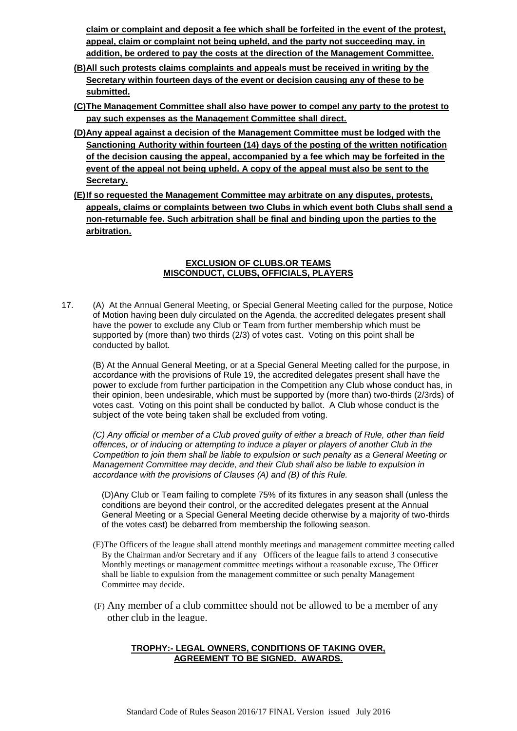**claim or complaint and deposit a fee which shall be forfeited in the event of the protest, appeal, claim or complaint not being upheld, and the party not succeeding may, in addition, be ordered to pay the costs at the direction of the Management Committee.**

**(B) All such protests claims complaints and appeals must be received in writing by the Secretary within fourteen days of the event or decision causing any of these to be submitted.**

**(C) The Management Committee shall also have power to compel any party to the protest to pay such expenses as the Management Committee shall direct.**

**(D) Any appeal against a decision of the Management Committee must be lodged with the Sanctioning Authority within fourteen (14) days of the posting of the written notification of the decision causing the appeal, accompanied by a fee which may be forfeited in the event of the appeal not being upheld. A copy of the appeal must also be sent to the Secretary.**

**(E) If so requested the Management Committee may arbitrate on any disputes, protests, appeals, claims or complaints between two Clubs in which event both Clubs shall send a non-returnable fee. Such arbitration shall be final and binding upon the parties to the arbitration.**

**EXCLUSION OF CLUBS.OR TEAMS**
**MISCONDUCT, CLUBS, OFFICIALS, PLAYERS**

17. (A) At the Annual General Meeting, or Special General Meeting called for the purpose, Notice of Motion having been duly circulated on the Agenda, the accredited delegates present shall have the power to exclude any Club or Team from further membership which must be supported by (more than) two thirds (2/3) of votes cast. Voting on this point shall be conducted by ballot.

(B) At the Annual General Meeting, or at a Special General Meeting called for the purpose, in accordance with the provisions of Rule 19, the accredited delegates present shall have the power to exclude from further participation in the Competition any Club whose conduct has, in their opinion, been undesirable, which must be supported by (more than) two-thirds (2/3rds) of votes cast. Voting on this point shall be conducted by ballot. A Club whose conduct is the subject of the vote being taken shall be excluded from voting.

*(C) Any official or member of a Club proved guilty of either a breach of Rule, other than field offences, or of inducing or attempting to induce a player or players of another Club in the Competition to join them shall be liable to expulsion or such penalty as a General Meeting or Management Committee may decide, and their Club shall also be liable to expulsion in accordance with the provisions of Clauses (A) and (B) of this Rule.*

(D) Any Club or Team failing to complete 75% of its fixtures in any season shall (unless the conditions are beyond their control, or the accredited delegates present at the Annual General Meeting or a Special General Meeting decide otherwise by a majority of two-thirds of the votes cast) be debarred from membership the following season.

(E) The Officers of the league shall attend monthly meetings and management committee meeting called By the Chairman and/or Secretary and if any Officers of the league fails to attend 3 consecutive Monthly meetings or management committee meetings without a reasonable excuse, The Officer shall be liable to expulsion from the management committee or such penalty Management Committee may decide.

(F) Any member of a club committee should not be allowed to be a member of any other club in the league.

**TROPHY:- LEGAL OWNERS, CONDITIONS OF TAKING OVER, AGREEMENT TO BE SIGNED. AWARDS.**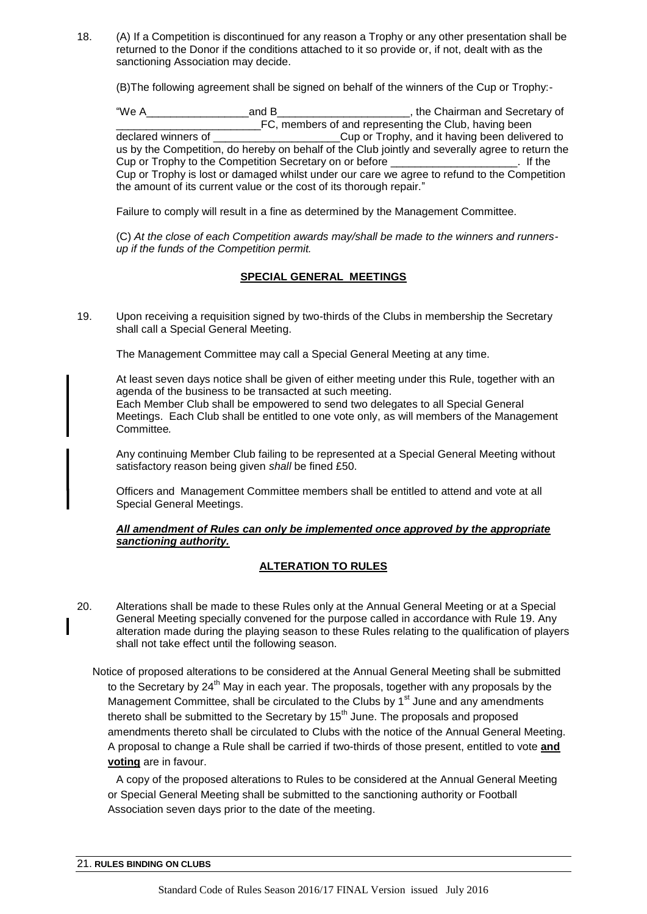18. (A) If a Competition is discontinued for any reason a Trophy or any other presentation shall be returned to the Donor if the conditions attached to it so provide or, if not, dealt with as the sanctioning Association may decide.

(B)The following agreement shall be signed on behalf of the winners of the Cup or Trophy:-

"We A_________________and B______________________, the Chairman and Secretary of ________________________FC, members of and representing the Club, having been declared winners of _____________________Cup or Trophy, and it having been delivered to us by the Competition, do hereby on behalf of the Club jointly and severally agree to return the Cup or Trophy to the Competition Secretary on or before _____________________. If the Cup or Trophy is lost or damaged whilst under our care we agree to refund to the Competition the amount of its current value or the cost of its thorough repair."

Failure to comply will result in a fine as determined by the Management Committee.

(C) *At the close of each Competition awards may/shall be made to the winners and runners-up if the funds of the Competition permit.*

## SPECIAL GENERAL MEETINGS

19. Upon receiving a requisition signed by two-thirds of the Clubs in membership the Secretary shall call a Special General Meeting.

The Management Committee may call a Special General Meeting at any time.

At least seven days notice shall be given of either meeting under this Rule, together with an agenda of the business to be transacted at such meeting.
Each Member Club shall be empowered to send two delegates to all Special General Meetings. Each Club shall be entitled to one vote only, as will members of the Management Committee.

Any continuing Member Club failing to be represented at a Special General Meeting without satisfactory reason being given *shall* be fined £50.

Officers and Management Committee members shall be entitled to attend and vote at all Special General Meetings.

***All amendment of Rules can only be implemented once approved by the appropriate sanctioning authority.***

## ALTERATION TO RULES

20. Alterations shall be made to these Rules only at the Annual General Meeting or at a Special General Meeting specially convened for the purpose called in accordance with Rule 19. Any alteration made during the playing season to these Rules relating to the qualification of players shall not take effect until the following season.

Notice of proposed alterations to be considered at the Annual General Meeting shall be submitted to the Secretary by 24th May in each year. The proposals, together with any proposals by the Management Committee, shall be circulated to the Clubs by 1st June and any amendments thereto shall be submitted to the Secretary by 15th June. The proposals and proposed amendments thereto shall be circulated to Clubs with the notice of the Annual General Meeting. A proposal to change a Rule shall be carried if two-thirds of those present, entitled to vote **and voting** are in favour.

A copy of the proposed alterations to Rules to be considered at the Annual General Meeting or Special General Meeting shall be submitted to the sanctioning authority or Football Association seven days prior to the date of the meeting.

21. **RULES BINDING ON CLUBS**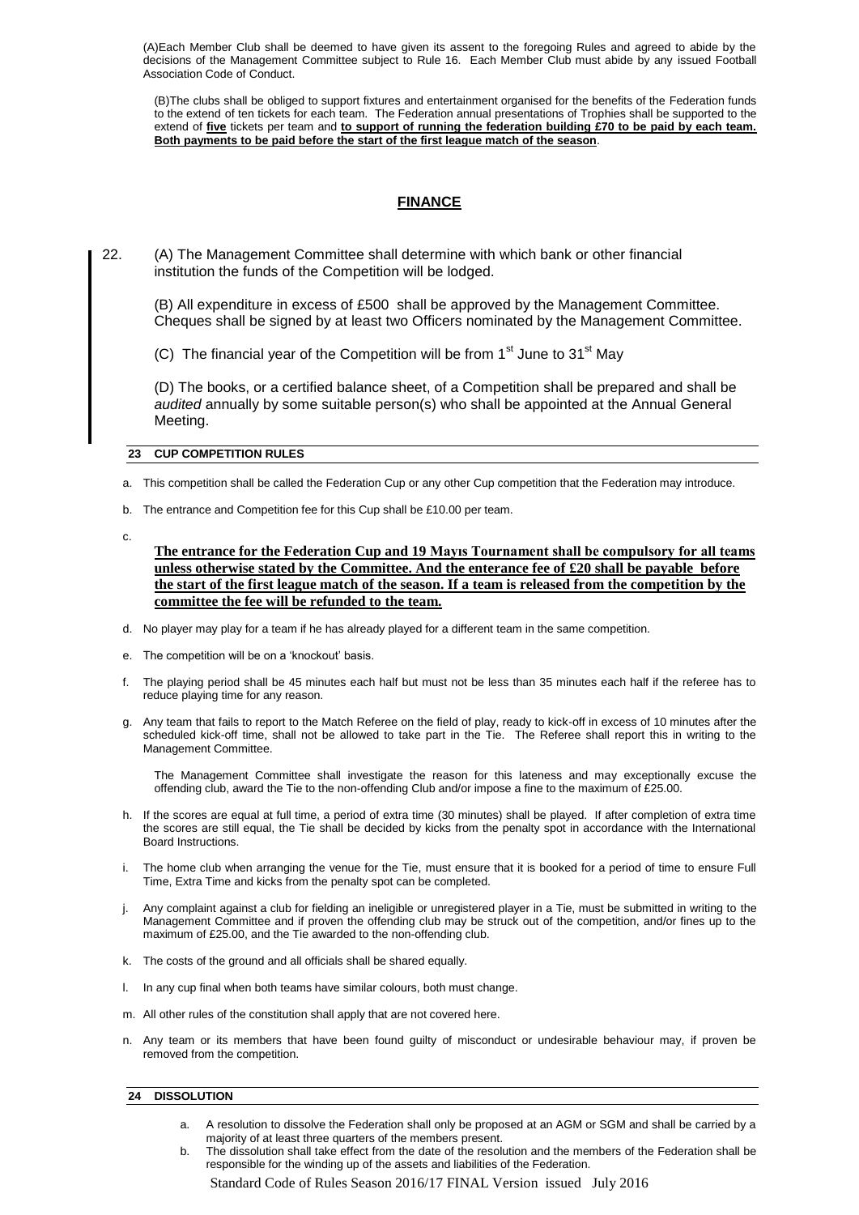(A)Each Member Club shall be deemed to have given its assent to the foregoing Rules and agreed to abide by the decisions of the Management Committee subject to Rule 16. Each Member Club must abide by any issued Football Association Code of Conduct.

(B)The clubs shall be obliged to support fixtures and entertainment organised for the benefits of the Federation funds to the extend of ten tickets for each team. The Federation annual presentations of Trophies shall be supported to the extend of **five** tickets per team and **to support of running the federation building £70 to be paid by each team. Both payments to be paid before the start of the first league match of the season**.

## FINANCE

22. (A) The Management Committee shall determine with which bank or other financial institution the funds of the Competition will be lodged.

(B) All expenditure in excess of £500 shall be approved by the Management Committee. Cheques shall be signed by at least two Officers nominated by the Management Committee.

(C) The financial year of the Competition will be from 1st June to 31st May

(D) The books, or a certified balance sheet, of a Competition shall be prepared and shall be *audited* annually by some suitable person(s) who shall be appointed at the Annual General Meeting.

### 23 CUP COMPETITION RULES

a. This competition shall be called the Federation Cup or any other Cup competition that the Federation may introduce.

b. The entrance and Competition fee for this Cup shall be £10.00 per team.

c. **The entrance for the Federation Cup and 19 Mayıs Tournament shall be compulsory for all teams unless otherwise stated by the Committee. And the enterance fee of £20 shall be payable before the start of the first league match of the season. If a team is released from the competition by the committee the fee will be refunded to the team.**

d. No player may play for a team if he has already played for a different team in the same competition.

e. The competition will be on a 'knockout' basis.

f. The playing period shall be 45 minutes each half but must not be less than 35 minutes each half if the referee has to reduce playing time for any reason.

g. Any team that fails to report to the Match Referee on the field of play, ready to kick-off in excess of 10 minutes after the scheduled kick-off time, shall not be allowed to take part in the Tie. The Referee shall report this in writing to the Management Committee.

   The Management Committee shall investigate the reason for this lateness and may exceptionally excuse the offending club, award the Tie to the non-offending Club and/or impose a fine to the maximum of £25.00.

h. If the scores are equal at full time, a period of extra time (30 minutes) shall be played. If after completion of extra time the scores are still equal, the Tie shall be decided by kicks from the penalty spot in accordance with the International Board Instructions.

i. The home club when arranging the venue for the Tie, must ensure that it is booked for a period of time to ensure Full Time, Extra Time and kicks from the penalty spot can be completed.

j. Any complaint against a club for fielding an ineligible or unregistered player in a Tie, must be submitted in writing to the Management Committee and if proven the offending club may be struck out of the competition, and/or fines up to the maximum of £25.00, and the Tie awarded to the non-offending club.

k. The costs of the ground and all officials shall be shared equally.

l. In any cup final when both teams have similar colours, both must change.

m. All other rules of the constitution shall apply that are not covered here.

n. Any team or its members that have been found guilty of misconduct or undesirable behaviour may, if proven be removed from the competition.

### 24 DISSOLUTION

a. A resolution to dissolve the Federation shall only be proposed at an AGM or SGM and shall be carried by a majority of at least three quarters of the members present.

b. The dissolution shall take effect from the date of the resolution and the members of the Federation shall be responsible for the winding up of the assets and liabilities of the Federation.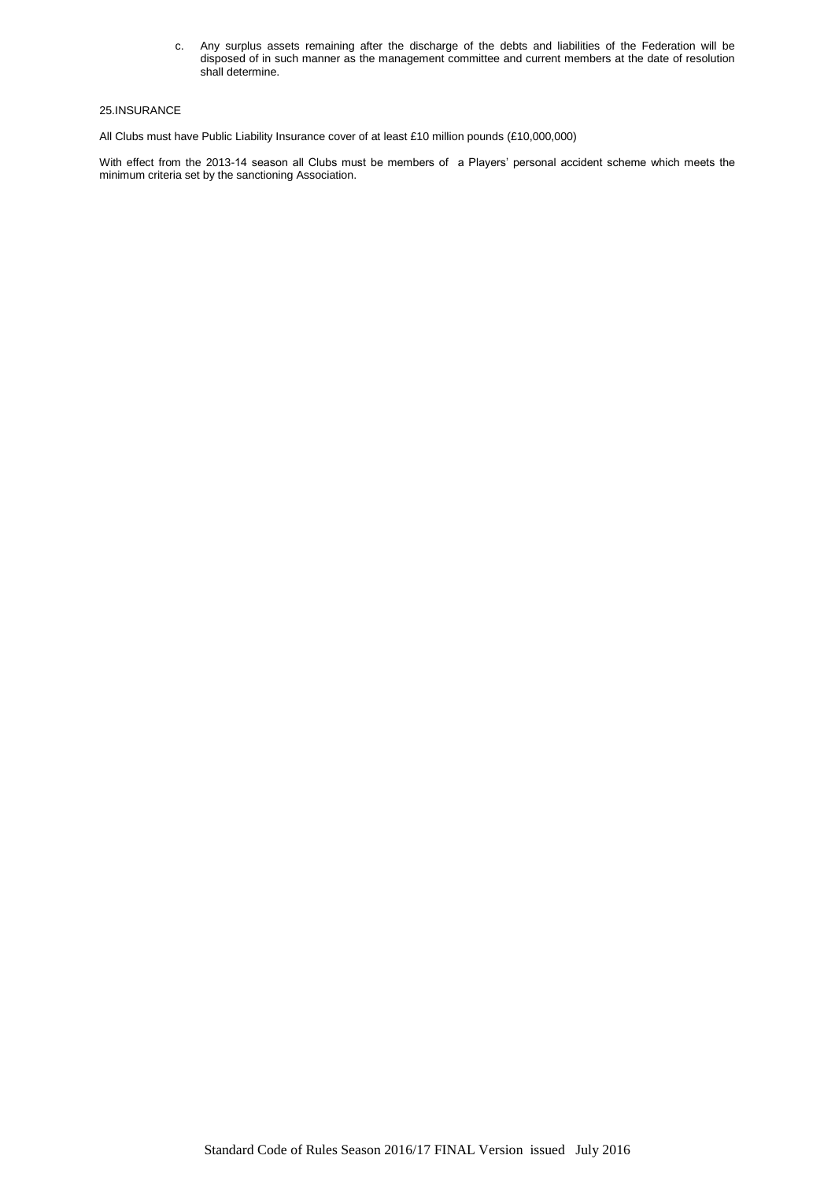c. Any surplus assets remaining after the discharge of the debts and liabilities of the Federation will be disposed of in such manner as the management committee and current members at the date of resolution shall determine.

## 25.INSURANCE

All Clubs must have Public Liability Insurance cover of at least £10 million pounds (£10,000,000)

With effect from the 2013-14 season all Clubs must be members of a Players' personal accident scheme which meets the minimum criteria set by the sanctioning Association.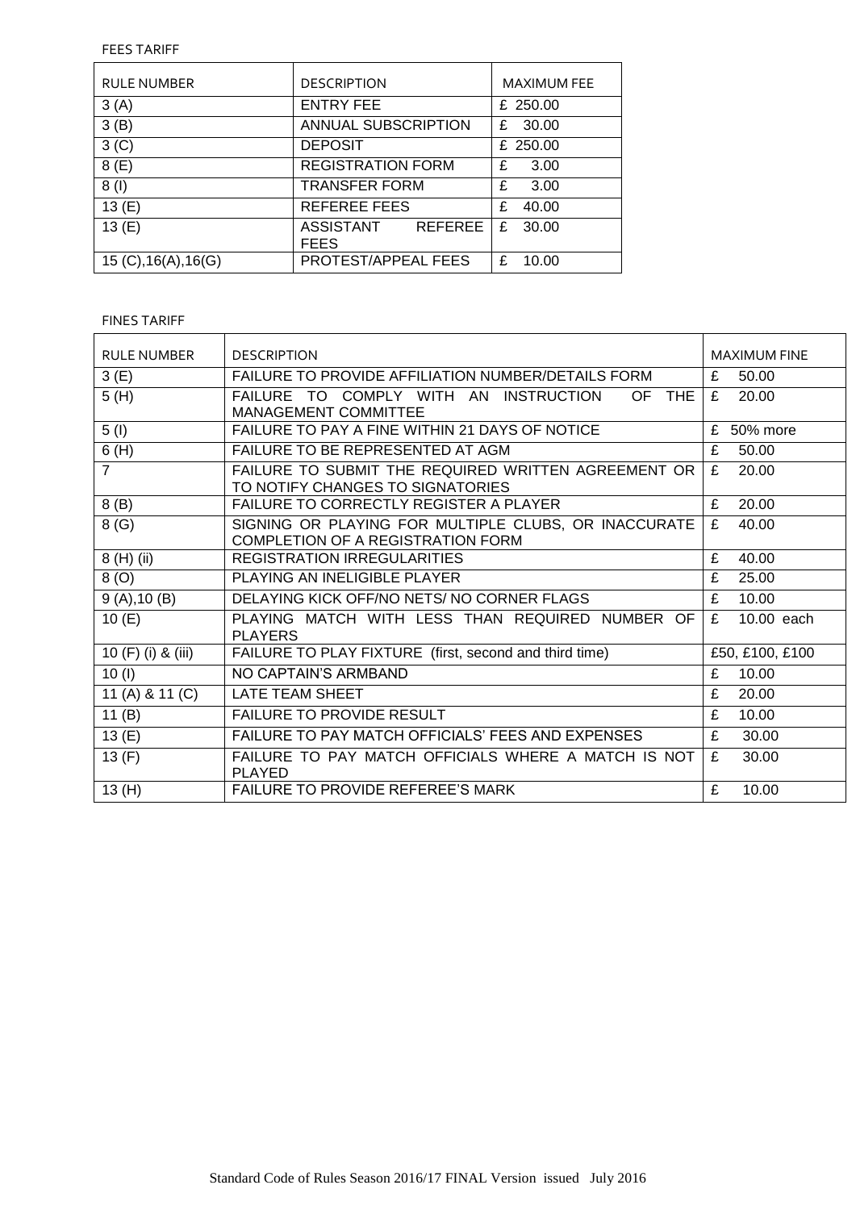FEES TARIFF

| RULE NUMBER | DESCRIPTION | MAXIMUM FEE |
|---|---|---|
| 3 (A) | ENTRY FEE | £ 250.00 |
| 3 (B) | ANNUAL SUBSCRIPTION | £ 30.00 |
| 3 (C) | DEPOSIT | £ 250.00 |
| 8 (E) | REGISTRATION FORM | £ 3.00 |
| 8 (I) | TRANSFER FORM | £ 3.00 |
| 13 (E) | REFEREE FEES | £ 40.00 |
| 13 (E) | ASSISTANT REFEREE FEES | £ 30.00 |
| 15 (C),16(A),16(G) | PROTEST/APPEAL FEES | £ 10.00 |

FINES TARIFF

| RULE NUMBER | DESCRIPTION | MAXIMUM FINE |
|---|---|---|
| 3 (E) | FAILURE TO PROVIDE AFFILIATION NUMBER/DETAILS FORM | £ 50.00 |
| 5 (H) | FAILURE TO COMPLY WITH AN INSTRUCTION OF THE MANAGEMENT COMMITTEE | £ 20.00 |
| 5 (I) | FAILURE TO PAY A FINE WITHIN 21 DAYS OF NOTICE | £ 50% more |
| 6 (H) | FAILURE TO BE REPRESENTED AT AGM | £ 50.00 |
| 7 | FAILURE TO SUBMIT THE REQUIRED WRITTEN AGREEMENT OR TO NOTIFY CHANGES TO SIGNATORIES | £ 20.00 |
| 8 (B) | FAILURE TO CORRECTLY REGISTER A PLAYER | £ 20.00 |
| 8 (G) | SIGNING OR PLAYING FOR MULTIPLE CLUBS, OR INACCURATE COMPLETION OF A REGISTRATION FORM | £ 40.00 |
| 8 (H) (ii) | REGISTRATION IRREGULARITIES | £ 40.00 |
| 8 (O) | PLAYING AN INELIGIBLE PLAYER | £ 25.00 |
| 9 (A),10 (B) | DELAYING KICK OFF/NO NETS/ NO CORNER FLAGS | £ 10.00 |
| 10 (E) | PLAYING MATCH WITH LESS THAN REQUIRED NUMBER OF PLAYERS | £ 10.00 each |
| 10 (F) (i) & (iii) | FAILURE TO PLAY FIXTURE (first, second and third time) | £50, £100, £100 |
| 10 (I) | NO CAPTAIN'S ARMBAND | £ 10.00 |
| 11 (A) & 11 (C) | LATE TEAM SHEET | £ 20.00 |
| 11 (B) | FAILURE TO PROVIDE RESULT | £ 10.00 |
| 13 (E) | FAILURE TO PAY MATCH OFFICIALS' FEES AND EXPENSES | £ 30.00 |
| 13 (F) | FAILURE TO PAY MATCH OFFICIALS WHERE A MATCH IS NOT PLAYED | £ 30.00 |
| 13 (H) | FAILURE TO PROVIDE REFEREE'S MARK | £ 10.00 |

Standard Code of Rules Season 2016/17 FINAL Version issued July 2016